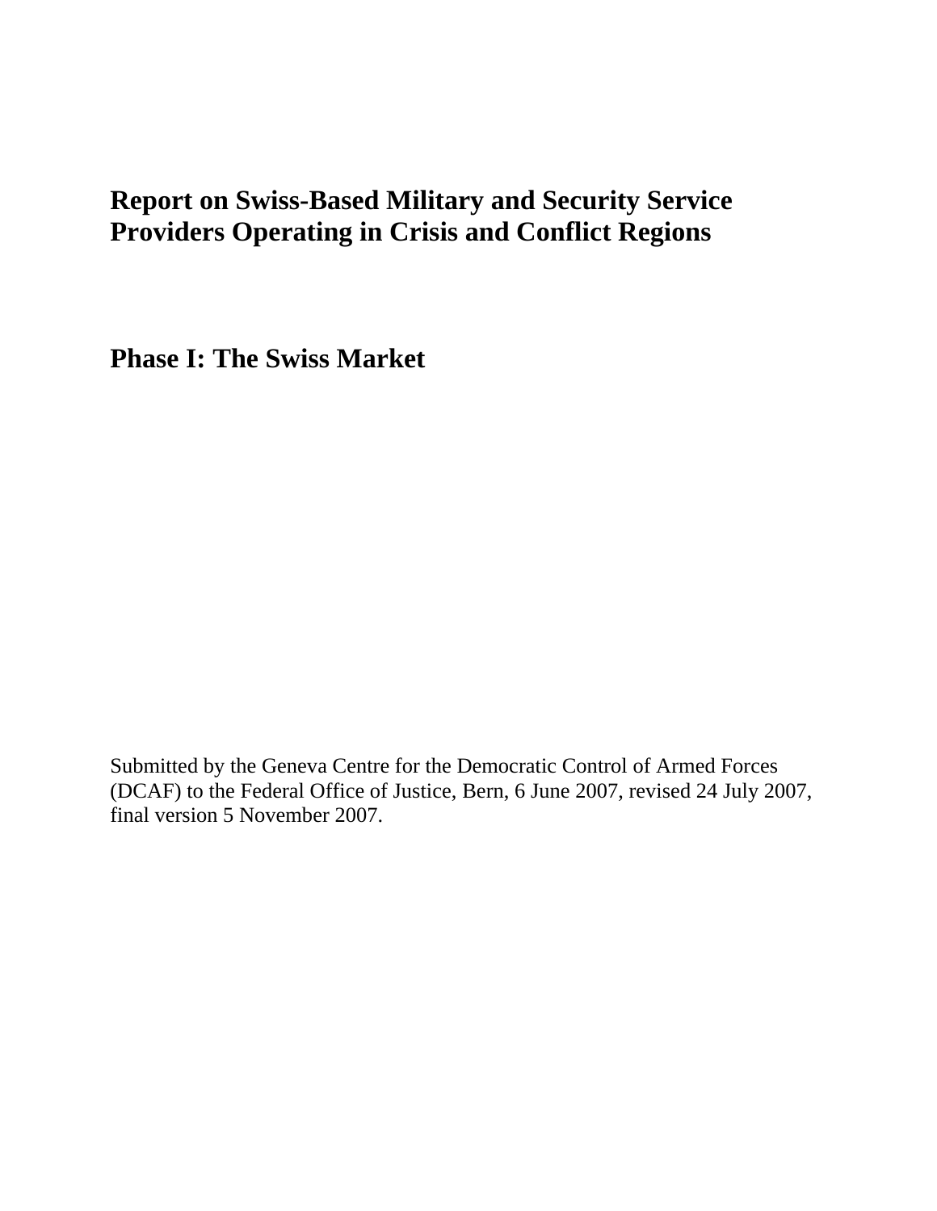# Report on Swiss-Based Military and Security Service Providers Operating in Crisis and Conflict Regions

## Phase I: The Swiss Market

Submitted by the Geneva Centre for the Democratic Control of Armed Forces (DCAF) to the Federal Office of Justice, Bern, 6 June 2007, revised 24 July 2007, final version 5 November 2007.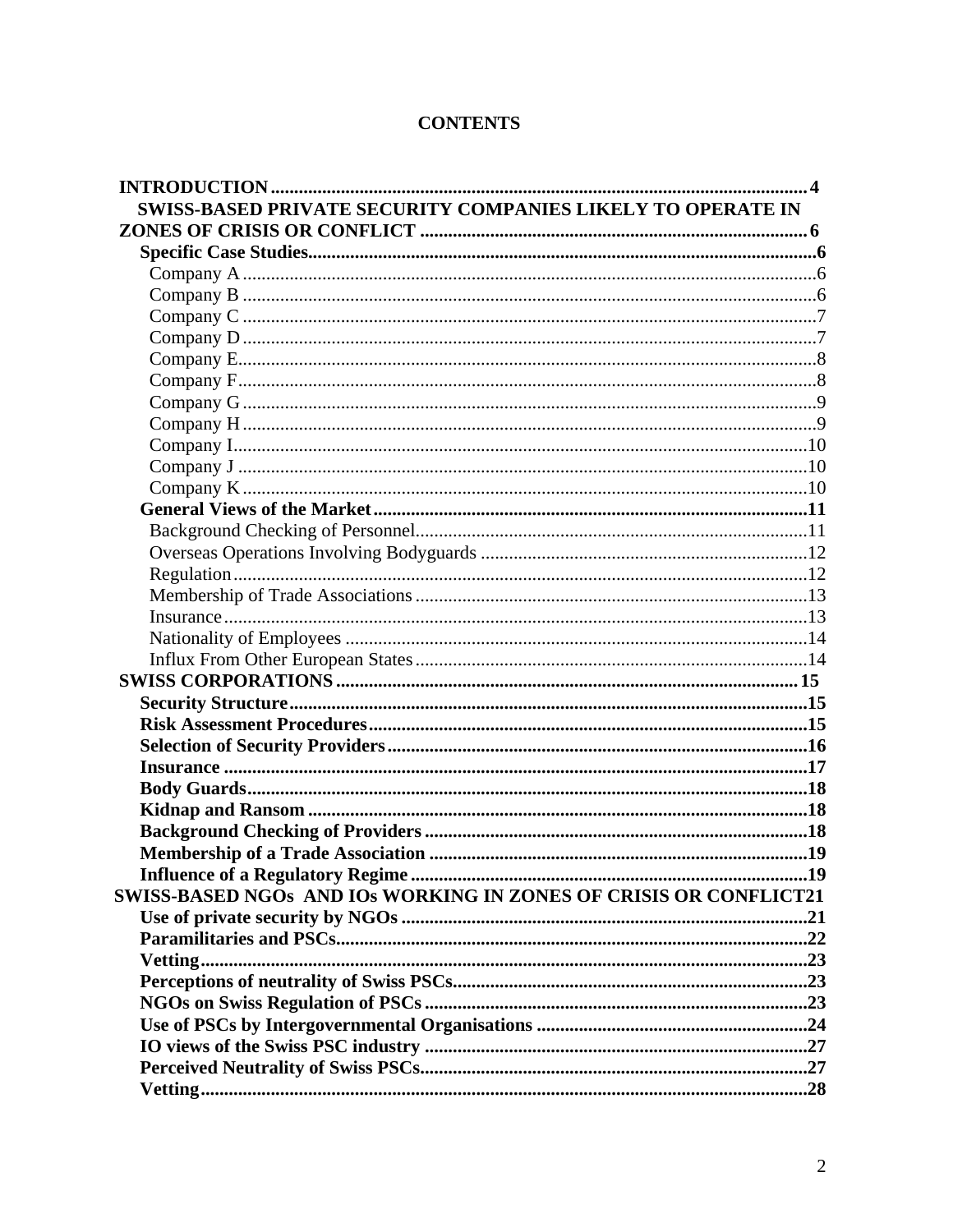# CONTENTS

- **INTRODUCTION** .......... 4
- **SWISS-BASED PRIVATE SECURITY COMPANIES LIKELY TO OPERATE IN ZONES OF CRISIS OR CONFLICT** .......... 6
  - **Specific Case Studies** .......... 6
    - Company A .......... 6
    - Company B .......... 6
    - Company C .......... 7
    - Company D .......... 7
    - Company E .......... 8
    - Company F .......... 8
    - Company G .......... 9
    - Company H .......... 9
    - Company I .......... 10
    - Company J .......... 10
    - Company K .......... 10
  - **General Views of the Market** .......... 11
    - Background Checking of Personnel .......... 11
    - Overseas Operations Involving Bodyguards .......... 12
    - Regulation .......... 12
    - Membership of Trade Associations .......... 13
    - Insurance .......... 13
    - Nationality of Employees .......... 14
    - Influx From Other European States .......... 14
- **SWISS CORPORATIONS** .......... 15
  - **Security Structure** .......... 15
  - **Risk Assessment Procedures** .......... 15
  - **Selection of Security Providers** .......... 16
  - **Insurance** .......... 17
  - **Body Guards** .......... 18
  - **Kidnap and Ransom** .......... 18
  - **Background Checking of Providers** .......... 18
  - **Membership of a Trade Association** .......... 19
  - **Influence of a Regulatory Regime** .......... 19
- **SWISS-BASED NGOs AND IOs WORKING IN ZONES OF CRISIS OR CONFLICT** .......... 21
  - **Use of private security by NGOs** .......... 21
  - **Paramilitaries and PSCs** .......... 22
  - **Vetting** .......... 23
  - **Perceptions of neutrality of Swiss PSCs** .......... 23
  - **NGOs on Swiss Regulation of PSCs** .......... 23
  - **Use of PSCs by Intergovernmental Organisations** .......... 24
  - **IO views of the Swiss PSC industry** .......... 27
  - **Perceived Neutrality of Swiss PSCs** .......... 27
  - **Vetting** .......... 28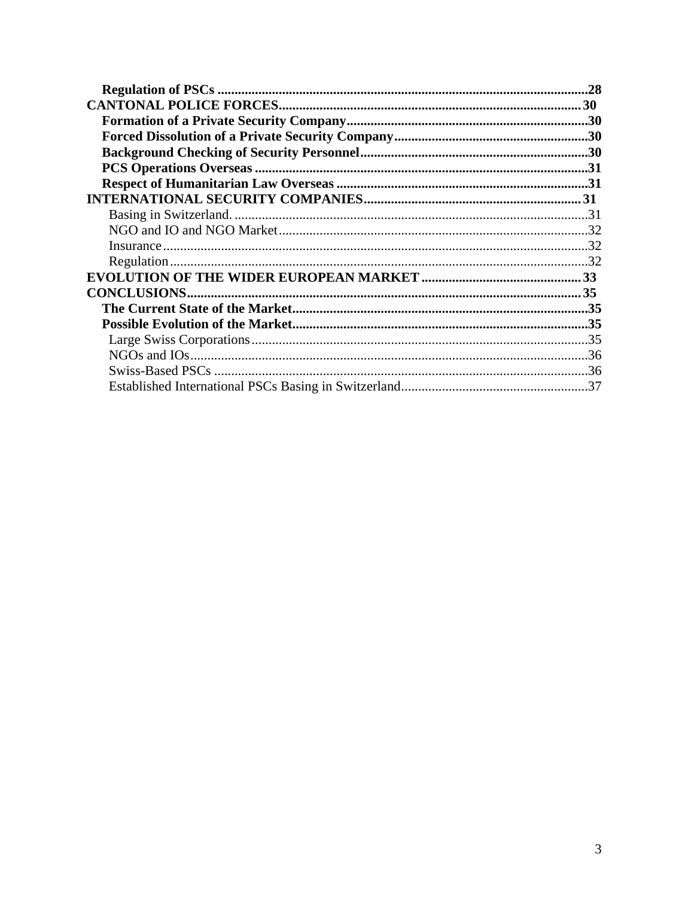**Regulation of PSCs** ..........................................................................................................**28**

**CANTONAL POLICE FORCES**.........................................................................................**30**

**Formation of a Private Security Company**.......................................................................**30**

**Forced Dissolution of a Private Security Company**.........................................................**30**

**Background Checking of Security Personnel**..................................................................**30**

**PCS Operations Overseas** ................................................................................................**31**

**Respect of Humanitarian Law Overseas** .........................................................................**31**

**INTERNATIONAL SECURITY COMPANIES**................................................................**31**

Basing in Switzerland. .......................................................................................................31

NGO and IO and NGO Market..........................................................................................32

Insurance............................................................................................................................32

Regulation..........................................................................................................................32

**EVOLUTION OF THE WIDER EUROPEAN MARKET** ..............................................**33**

**CONCLUSIONS**...................................................................................................................**35**

**The Current State of the Market**......................................................................................**35**

**Possible Evolution of the Market**......................................................................................**35**

Large Swiss Corporations..................................................................................................35

NGOs and IOs....................................................................................................................36

Swiss-Based PSCs .............................................................................................................36

Established International PSCs Basing in Switzerland......................................................37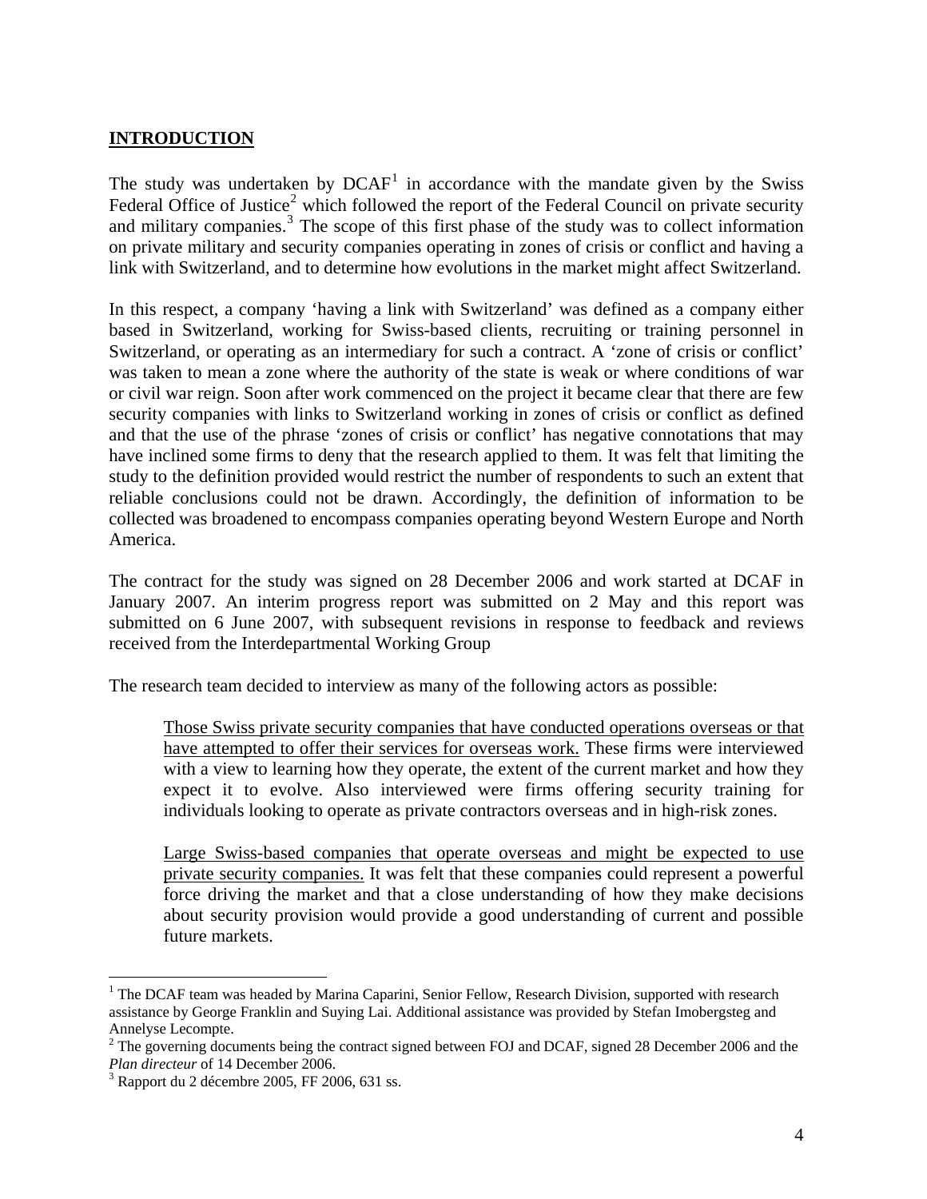## INTRODUCTION

The study was undertaken by DCAF[1] in accordance with the mandate given by the Swiss Federal Office of Justice[2] which followed the report of the Federal Council on private security and military companies.[3] The scope of this first phase of the study was to collect information on private military and security companies operating in zones of crisis or conflict and having a link with Switzerland, and to determine how evolutions in the market might affect Switzerland.

In this respect, a company 'having a link with Switzerland' was defined as a company either based in Switzerland, working for Swiss-based clients, recruiting or training personnel in Switzerland, or operating as an intermediary for such a contract. A 'zone of crisis or conflict' was taken to mean a zone where the authority of the state is weak or where conditions of war or civil war reign. Soon after work commenced on the project it became clear that there are few security companies with links to Switzerland working in zones of crisis or conflict as defined and that the use of the phrase 'zones of crisis or conflict' has negative connotations that may have inclined some firms to deny that the research applied to them. It was felt that limiting the study to the definition provided would restrict the number of respondents to such an extent that reliable conclusions could not be drawn. Accordingly, the definition of information to be collected was broadened to encompass companies operating beyond Western Europe and North America.

The contract for the study was signed on 28 December 2006 and work started at DCAF in January 2007. An interim progress report was submitted on 2 May and this report was submitted on 6 June 2007, with subsequent revisions in response to feedback and reviews received from the Interdepartmental Working Group

The research team decided to interview as many of the following actors as possible:

> Those Swiss private security companies that have conducted operations overseas or that have attempted to offer their services for overseas work. These firms were interviewed with a view to learning how they operate, the extent of the current market and how they expect it to evolve. Also interviewed were firms offering security training for individuals looking to operate as private contractors overseas and in high-risk zones.
>
> Large Swiss-based companies that operate overseas and might be expected to use private security companies. It was felt that these companies could represent a powerful force driving the market and that a close understanding of how they make decisions about security provision would provide a good understanding of current and possible future markets.

---

[1] The DCAF team was headed by Marina Caparini, Senior Fellow, Research Division, supported with research assistance by George Franklin and Suying Lai. Additional assistance was provided by Stefan Imobergsteg and Annelyse Lecompte.

[2] The governing documents being the contract signed between FOJ and DCAF, signed 28 December 2006 and the *Plan directeur* of 14 December 2006.

[3] Rapport du 2 décembre 2005, FF 2006, 631 ss.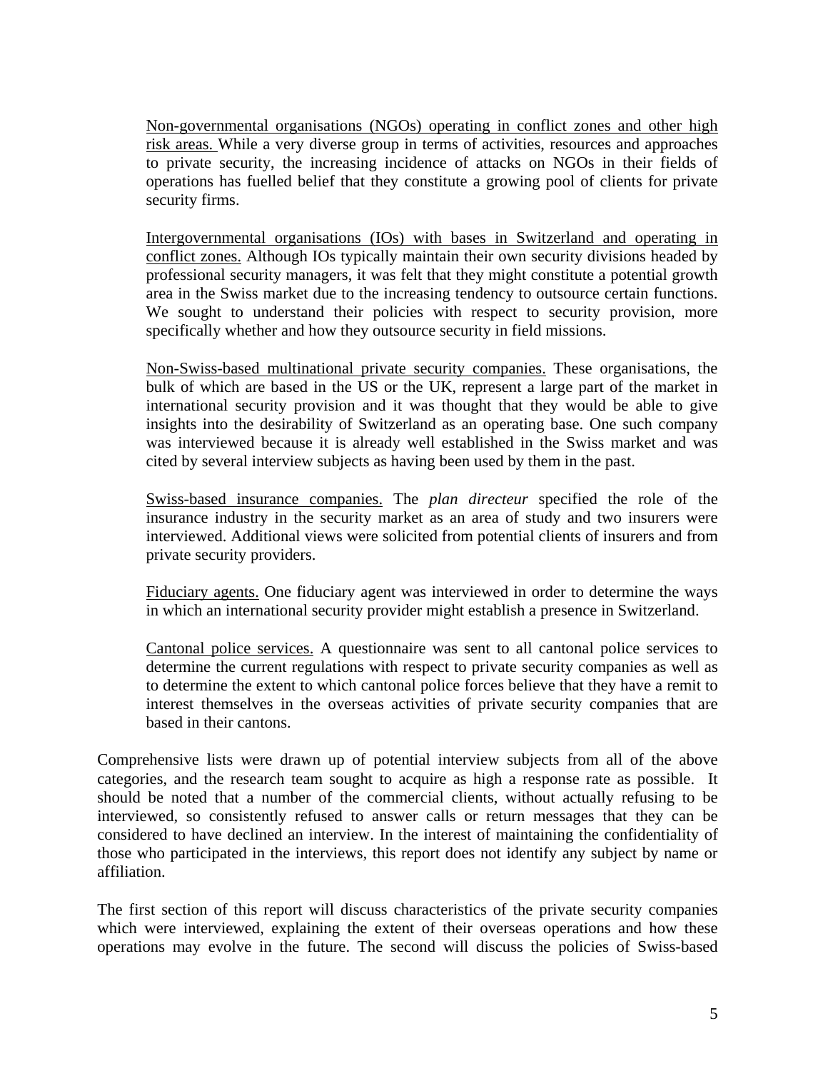<u>Non-governmental organisations (NGOs) operating in conflict zones and other high risk areas.</u> While a very diverse group in terms of activities, resources and approaches to private security, the increasing incidence of attacks on NGOs in their fields of operations has fuelled belief that they constitute a growing pool of clients for private security firms.

<u>Intergovernmental organisations (IOs) with bases in Switzerland and operating in conflict zones.</u> Although IOs typically maintain their own security divisions headed by professional security managers, it was felt that they might constitute a potential growth area in the Swiss market due to the increasing tendency to outsource certain functions. We sought to understand their policies with respect to security provision, more specifically whether and how they outsource security in field missions.

<u>Non-Swiss-based multinational private security companies.</u> These organisations, the bulk of which are based in the US or the UK, represent a large part of the market in international security provision and it was thought that they would be able to give insights into the desirability of Switzerland as an operating base. One such company was interviewed because it is already well established in the Swiss market and was cited by several interview subjects as having been used by them in the past.

<u>Swiss-based insurance companies.</u> The *plan directeur* specified the role of the insurance industry in the security market as an area of study and two insurers were interviewed. Additional views were solicited from potential clients of insurers and from private security providers.

<u>Fiduciary agents.</u> One fiduciary agent was interviewed in order to determine the ways in which an international security provider might establish a presence in Switzerland.

<u>Cantonal police services.</u> A questionnaire was sent to all cantonal police services to determine the current regulations with respect to private security companies as well as to determine the extent to which cantonal police forces believe that they have a remit to interest themselves in the overseas activities of private security companies that are based in their cantons.

Comprehensive lists were drawn up of potential interview subjects from all of the above categories, and the research team sought to acquire as high a response rate as possible. It should be noted that a number of the commercial clients, without actually refusing to be interviewed, so consistently refused to answer calls or return messages that they can be considered to have declined an interview. In the interest of maintaining the confidentiality of those who participated in the interviews, this report does not identify any subject by name or affiliation.

The first section of this report will discuss characteristics of the private security companies which were interviewed, explaining the extent of their overseas operations and how these operations may evolve in the future. The second will discuss the policies of Swiss-based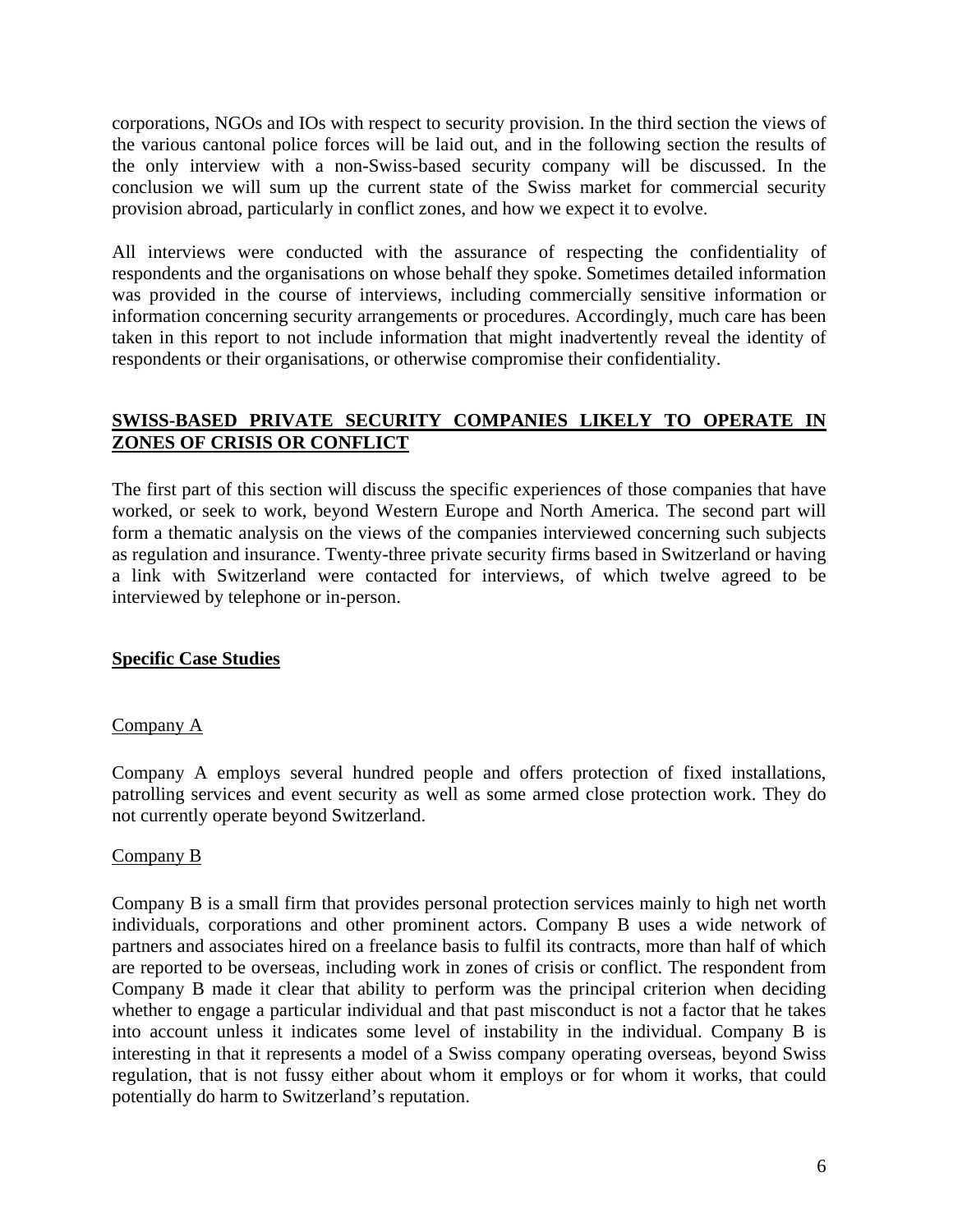corporations, NGOs and IOs with respect to security provision. In the third section the views of the various cantonal police forces will be laid out, and in the following section the results of the only interview with a non-Swiss-based security company will be discussed. In the conclusion we will sum up the current state of the Swiss market for commercial security provision abroad, particularly in conflict zones, and how we expect it to evolve.

All interviews were conducted with the assurance of respecting the confidentiality of respondents and the organisations on whose behalf they spoke. Sometimes detailed information was provided in the course of interviews, including commercially sensitive information or information concerning security arrangements or procedures. Accordingly, much care has been taken in this report to not include information that might inadvertently reveal the identity of respondents or their organisations, or otherwise compromise their confidentiality.

## SWISS-BASED PRIVATE SECURITY COMPANIES LIKELY TO OPERATE IN ZONES OF CRISIS OR CONFLICT

The first part of this section will discuss the specific experiences of those companies that have worked, or seek to work, beyond Western Europe and North America. The second part will form a thematic analysis on the views of the companies interviewed concerning such subjects as regulation and insurance. Twenty-three private security firms based in Switzerland or having a link with Switzerland were contacted for interviews, of which twelve agreed to be interviewed by telephone or in-person.

### Specific Case Studies

#### Company A

Company A employs several hundred people and offers protection of fixed installations, patrolling services and event security as well as some armed close protection work. They do not currently operate beyond Switzerland.

#### Company B

Company B is a small firm that provides personal protection services mainly to high net worth individuals, corporations and other prominent actors. Company B uses a wide network of partners and associates hired on a freelance basis to fulfil its contracts, more than half of which are reported to be overseas, including work in zones of crisis or conflict. The respondent from Company B made it clear that ability to perform was the principal criterion when deciding whether to engage a particular individual and that past misconduct is not a factor that he takes into account unless it indicates some level of instability in the individual. Company B is interesting in that it represents a model of a Swiss company operating overseas, beyond Swiss regulation, that is not fussy either about whom it employs or for whom it works, that could potentially do harm to Switzerland's reputation.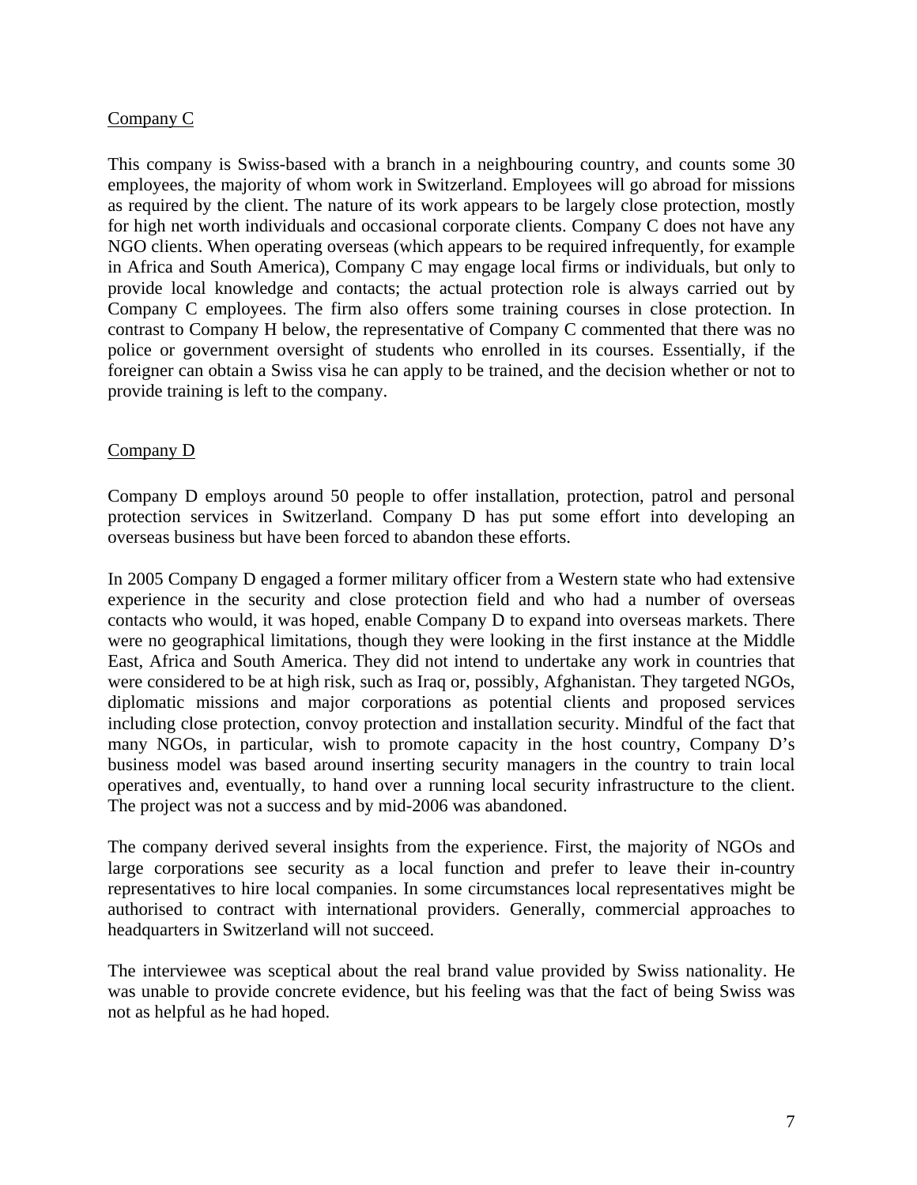Company C

This company is Swiss-based with a branch in a neighbouring country, and counts some 30 employees, the majority of whom work in Switzerland. Employees will go abroad for missions as required by the client. The nature of its work appears to be largely close protection, mostly for high net worth individuals and occasional corporate clients. Company C does not have any NGO clients. When operating overseas (which appears to be required infrequently, for example in Africa and South America), Company C may engage local firms or individuals, but only to provide local knowledge and contacts; the actual protection role is always carried out by Company C employees. The firm also offers some training courses in close protection. In contrast to Company H below, the representative of Company C commented that there was no police or government oversight of students who enrolled in its courses. Essentially, if the foreigner can obtain a Swiss visa he can apply to be trained, and the decision whether or not to provide training is left to the company.

Company D

Company D employs around 50 people to offer installation, protection, patrol and personal protection services in Switzerland. Company D has put some effort into developing an overseas business but have been forced to abandon these efforts.

In 2005 Company D engaged a former military officer from a Western state who had extensive experience in the security and close protection field and who had a number of overseas contacts who would, it was hoped, enable Company D to expand into overseas markets. There were no geographical limitations, though they were looking in the first instance at the Middle East, Africa and South America. They did not intend to undertake any work in countries that were considered to be at high risk, such as Iraq or, possibly, Afghanistan. They targeted NGOs, diplomatic missions and major corporations as potential clients and proposed services including close protection, convoy protection and installation security. Mindful of the fact that many NGOs, in particular, wish to promote capacity in the host country, Company D's business model was based around inserting security managers in the country to train local operatives and, eventually, to hand over a running local security infrastructure to the client. The project was not a success and by mid-2006 was abandoned.

The company derived several insights from the experience. First, the majority of NGOs and large corporations see security as a local function and prefer to leave their in-country representatives to hire local companies. In some circumstances local representatives might be authorised to contract with international providers. Generally, commercial approaches to headquarters in Switzerland will not succeed.

The interviewee was sceptical about the real brand value provided by Swiss nationality. He was unable to provide concrete evidence, but his feeling was that the fact of being Swiss was not as helpful as he had hoped.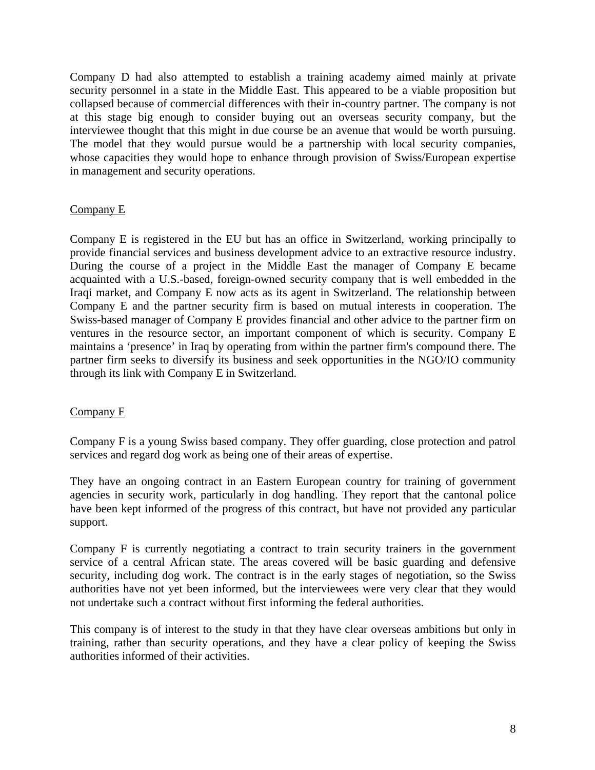Company D had also attempted to establish a training academy aimed mainly at private security personnel in a state in the Middle East. This appeared to be a viable proposition but collapsed because of commercial differences with their in-country partner. The company is not at this stage big enough to consider buying out an overseas security company, but the interviewee thought that this might in due course be an avenue that would be worth pursuing. The model that they would pursue would be a partnership with local security companies, whose capacities they would hope to enhance through provision of Swiss/European expertise in management and security operations.

<u>Company E</u>

Company E is registered in the EU but has an office in Switzerland, working principally to provide financial services and business development advice to an extractive resource industry. During the course of a project in the Middle East the manager of Company E became acquainted with a U.S.-based, foreign-owned security company that is well embedded in the Iraqi market, and Company E now acts as its agent in Switzerland. The relationship between Company E and the partner security firm is based on mutual interests in cooperation. The Swiss-based manager of Company E provides financial and other advice to the partner firm on ventures in the resource sector, an important component of which is security. Company E maintains a 'presence' in Iraq by operating from within the partner firm's compound there. The partner firm seeks to diversify its business and seek opportunities in the NGO/IO community through its link with Company E in Switzerland.

<u>Company F</u>

Company F is a young Swiss based company. They offer guarding, close protection and patrol services and regard dog work as being one of their areas of expertise.

They have an ongoing contract in an Eastern European country for training of government agencies in security work, particularly in dog handling. They report that the cantonal police have been kept informed of the progress of this contract, but have not provided any particular support.

Company F is currently negotiating a contract to train security trainers in the government service of a central African state. The areas covered will be basic guarding and defensive security, including dog work. The contract is in the early stages of negotiation, so the Swiss authorities have not yet been informed, but the interviewees were very clear that they would not undertake such a contract without first informing the federal authorities.

This company is of interest to the study in that they have clear overseas ambitions but only in training, rather than security operations, and they have a clear policy of keeping the Swiss authorities informed of their activities.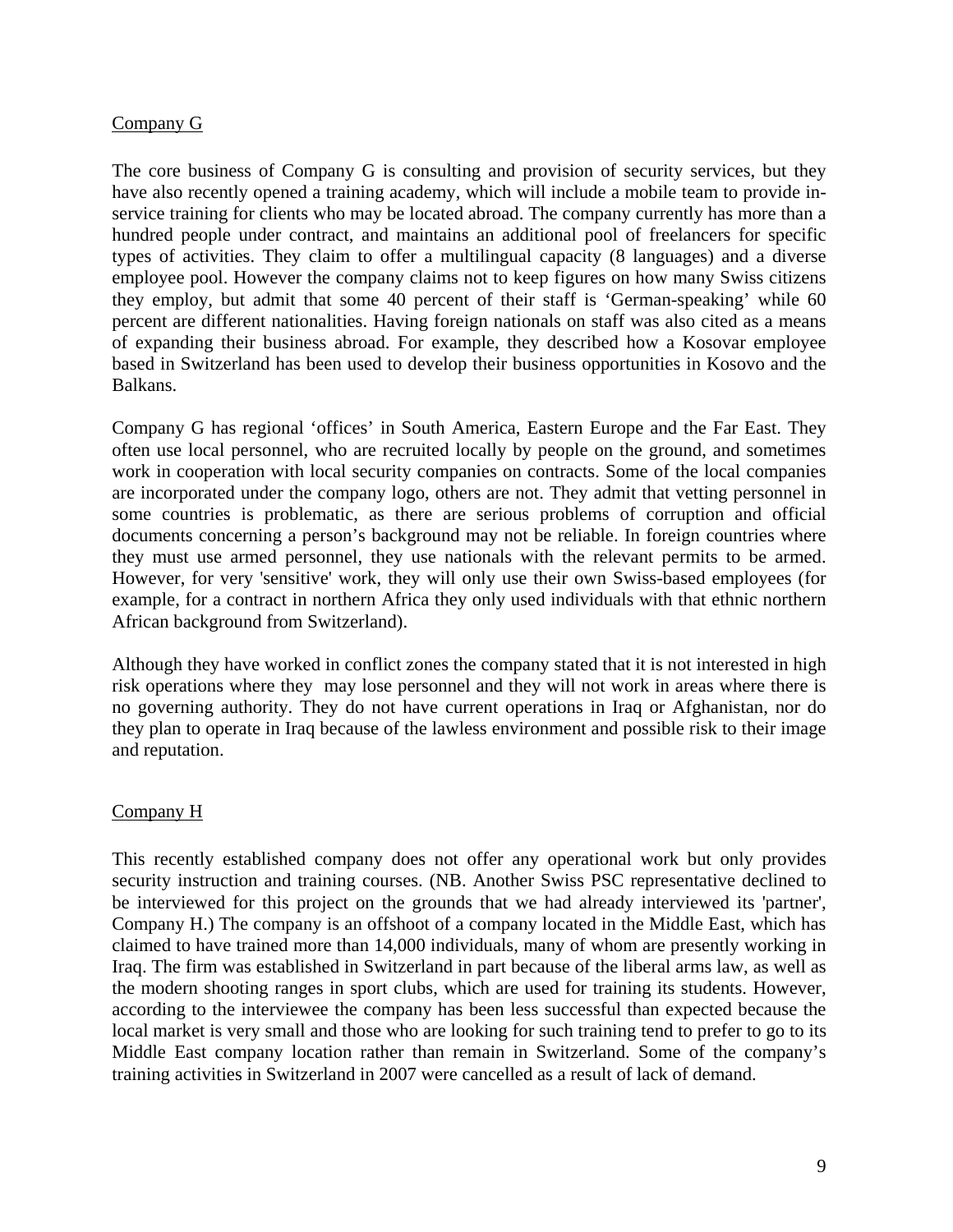Company G

The core business of Company G is consulting and provision of security services, but they have also recently opened a training academy, which will include a mobile team to provide in-service training for clients who may be located abroad. The company currently has more than a hundred people under contract, and maintains an additional pool of freelancers for specific types of activities. They claim to offer a multilingual capacity (8 languages) and a diverse employee pool. However the company claims not to keep figures on how many Swiss citizens they employ, but admit that some 40 percent of their staff is 'German-speaking' while 60 percent are different nationalities. Having foreign nationals on staff was also cited as a means of expanding their business abroad. For example, they described how a Kosovar employee based in Switzerland has been used to develop their business opportunities in Kosovo and the Balkans.

Company G has regional 'offices' in South America, Eastern Europe and the Far East. They often use local personnel, who are recruited locally by people on the ground, and sometimes work in cooperation with local security companies on contracts. Some of the local companies are incorporated under the company logo, others are not. They admit that vetting personnel in some countries is problematic, as there are serious problems of corruption and official documents concerning a person's background may not be reliable. In foreign countries where they must use armed personnel, they use nationals with the relevant permits to be armed. However, for very 'sensitive' work, they will only use their own Swiss-based employees (for example, for a contract in northern Africa they only used individuals with that ethnic northern African background from Switzerland).

Although they have worked in conflict zones the company stated that it is not interested in high risk operations where they may lose personnel and they will not work in areas where there is no governing authority. They do not have current operations in Iraq or Afghanistan, nor do they plan to operate in Iraq because of the lawless environment and possible risk to their image and reputation.

Company H

This recently established company does not offer any operational work but only provides security instruction and training courses. (NB. Another Swiss PSC representative declined to be interviewed for this project on the grounds that we had already interviewed its 'partner', Company H.) The company is an offshoot of a company located in the Middle East, which has claimed to have trained more than 14,000 individuals, many of whom are presently working in Iraq. The firm was established in Switzerland in part because of the liberal arms law, as well as the modern shooting ranges in sport clubs, which are used for training its students. However, according to the interviewee the company has been less successful than expected because the local market is very small and those who are looking for such training tend to prefer to go to its Middle East company location rather than remain in Switzerland. Some of the company's training activities in Switzerland in 2007 were cancelled as a result of lack of demand.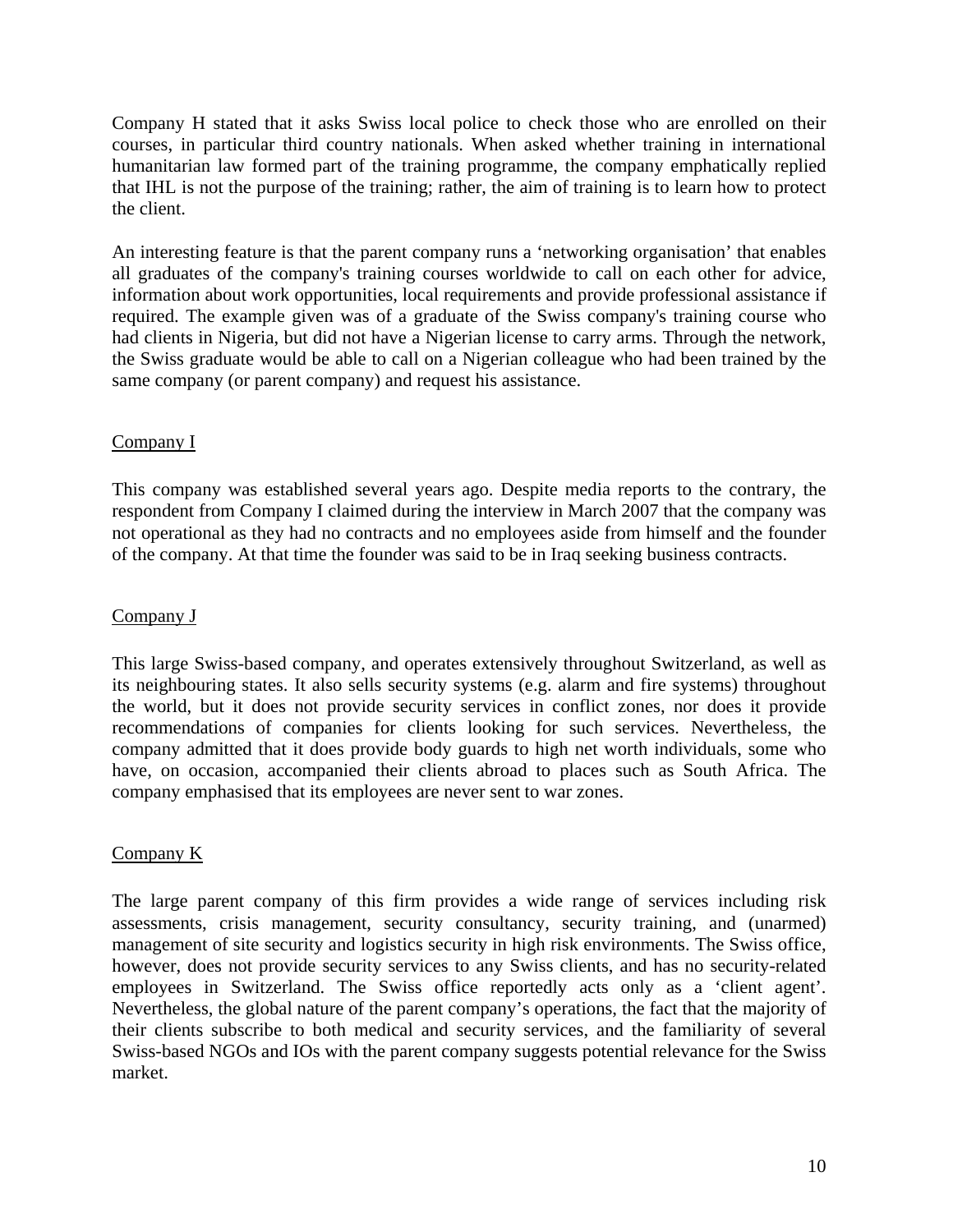Company H stated that it asks Swiss local police to check those who are enrolled on their courses, in particular third country nationals. When asked whether training in international humanitarian law formed part of the training programme, the company emphatically replied that IHL is not the purpose of the training; rather, the aim of training is to learn how to protect the client.

An interesting feature is that the parent company runs a 'networking organisation' that enables all graduates of the company's training courses worldwide to call on each other for advice, information about work opportunities, local requirements and provide professional assistance if required. The example given was of a graduate of the Swiss company's training course who had clients in Nigeria, but did not have a Nigerian license to carry arms. Through the network, the Swiss graduate would be able to call on a Nigerian colleague who had been trained by the same company (or parent company) and request his assistance.

Company I

This company was established several years ago. Despite media reports to the contrary, the respondent from Company I claimed during the interview in March 2007 that the company was not operational as they had no contracts and no employees aside from himself and the founder of the company. At that time the founder was said to be in Iraq seeking business contracts.

Company J

This large Swiss-based company, and operates extensively throughout Switzerland, as well as its neighbouring states. It also sells security systems (e.g. alarm and fire systems) throughout the world, but it does not provide security services in conflict zones, nor does it provide recommendations of companies for clients looking for such services. Nevertheless, the company admitted that it does provide body guards to high net worth individuals, some who have, on occasion, accompanied their clients abroad to places such as South Africa. The company emphasised that its employees are never sent to war zones.

Company K

The large parent company of this firm provides a wide range of services including risk assessments, crisis management, security consultancy, security training, and (unarmed) management of site security and logistics security in high risk environments. The Swiss office, however, does not provide security services to any Swiss clients, and has no security-related employees in Switzerland. The Swiss office reportedly acts only as a 'client agent'. Nevertheless, the global nature of the parent company's operations, the fact that the majority of their clients subscribe to both medical and security services, and the familiarity of several Swiss-based NGOs and IOs with the parent company suggests potential relevance for the Swiss market.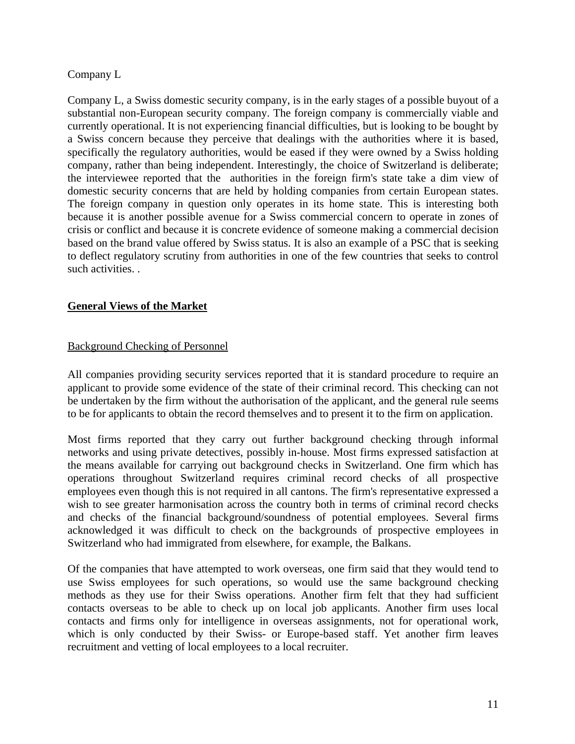Company L

Company L, a Swiss domestic security company, is in the early stages of a possible buyout of a substantial non-European security company. The foreign company is commercially viable and currently operational. It is not experiencing financial difficulties, but is looking to be bought by a Swiss concern because they perceive that dealings with the authorities where it is based, specifically the regulatory authorities, would be eased if they were owned by a Swiss holding company, rather than being independent. Interestingly, the choice of Switzerland is deliberate; the interviewee reported that the authorities in the foreign firm's state take a dim view of domestic security concerns that are held by holding companies from certain European states. The foreign company in question only operates in its home state. This is interesting both because it is another possible avenue for a Swiss commercial concern to operate in zones of crisis or conflict and because it is concrete evidence of someone making a commercial decision based on the brand value offered by Swiss status. It is also an example of a PSC that is seeking to deflect regulatory scrutiny from authorities in one of the few countries that seeks to control such activities. .

## General Views of the Market

### Background Checking of Personnel

All companies providing security services reported that it is standard procedure to require an applicant to provide some evidence of the state of their criminal record. This checking can not be undertaken by the firm without the authorisation of the applicant, and the general rule seems to be for applicants to obtain the record themselves and to present it to the firm on application.

Most firms reported that they carry out further background checking through informal networks and using private detectives, possibly in-house. Most firms expressed satisfaction at the means available for carrying out background checks in Switzerland. One firm which has operations throughout Switzerland requires criminal record checks of all prospective employees even though this is not required in all cantons. The firm's representative expressed a wish to see greater harmonisation across the country both in terms of criminal record checks and checks of the financial background/soundness of potential employees. Several firms acknowledged it was difficult to check on the backgrounds of prospective employees in Switzerland who had immigrated from elsewhere, for example, the Balkans.

Of the companies that have attempted to work overseas, one firm said that they would tend to use Swiss employees for such operations, so would use the same background checking methods as they use for their Swiss operations. Another firm felt that they had sufficient contacts overseas to be able to check up on local job applicants. Another firm uses local contacts and firms only for intelligence in overseas assignments, not for operational work, which is only conducted by their Swiss- or Europe-based staff. Yet another firm leaves recruitment and vetting of local employees to a local recruiter.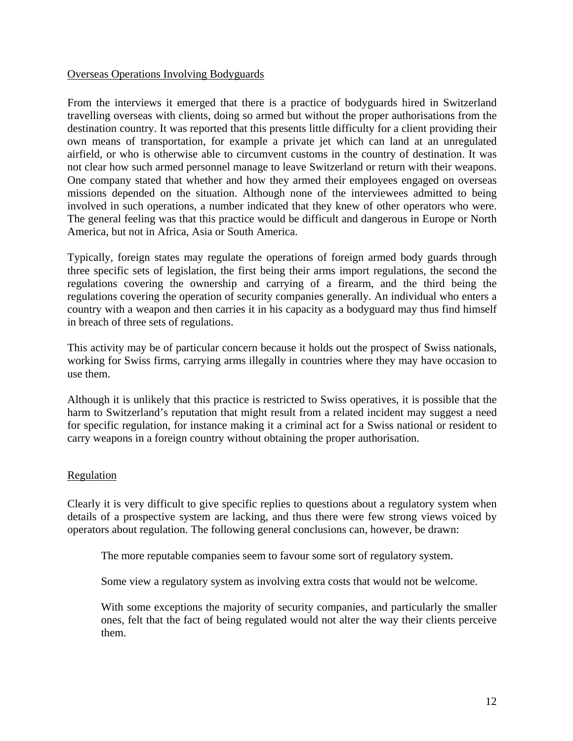## Overseas Operations Involving Bodyguards

From the interviews it emerged that there is a practice of bodyguards hired in Switzerland travelling overseas with clients, doing so armed but without the proper authorisations from the destination country. It was reported that this presents little difficulty for a client providing their own means of transportation, for example a private jet which can land at an unregulated airfield, or who is otherwise able to circumvent customs in the country of destination. It was not clear how such armed personnel manage to leave Switzerland or return with their weapons. One company stated that whether and how they armed their employees engaged on overseas missions depended on the situation. Although none of the interviewees admitted to being involved in such operations, a number indicated that they knew of other operators who were. The general feeling was that this practice would be difficult and dangerous in Europe or North America, but not in Africa, Asia or South America.

Typically, foreign states may regulate the operations of foreign armed body guards through three specific sets of legislation, the first being their arms import regulations, the second the regulations covering the ownership and carrying of a firearm, and the third being the regulations covering the operation of security companies generally. An individual who enters a country with a weapon and then carries it in his capacity as a bodyguard may thus find himself in breach of three sets of regulations.

This activity may be of particular concern because it holds out the prospect of Swiss nationals, working for Swiss firms, carrying arms illegally in countries where they may have occasion to use them.

Although it is unlikely that this practice is restricted to Swiss operatives, it is possible that the harm to Switzerland's reputation that might result from a related incident may suggest a need for specific regulation, for instance making it a criminal act for a Swiss national or resident to carry weapons in a foreign country without obtaining the proper authorisation.

## Regulation

Clearly it is very difficult to give specific replies to questions about a regulatory system when details of a prospective system are lacking, and thus there were few strong views voiced by operators about regulation. The following general conclusions can, however, be drawn:

> The more reputable companies seem to favour some sort of regulatory system.
>
> Some view a regulatory system as involving extra costs that would not be welcome.
>
> With some exceptions the majority of security companies, and particularly the smaller ones, felt that the fact of being regulated would not alter the way their clients perceive them.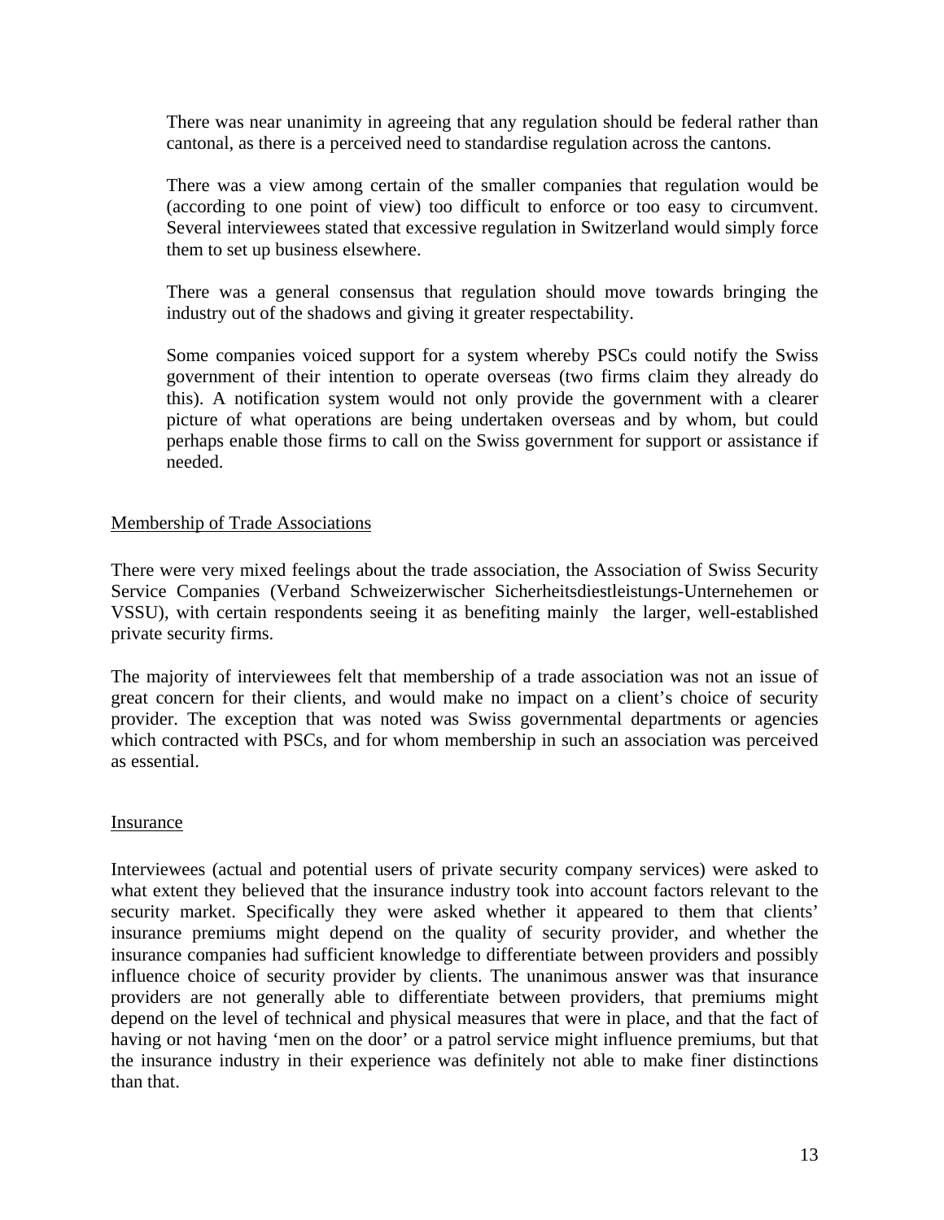There was near unanimity in agreeing that any regulation should be federal rather than cantonal, as there is a perceived need to standardise regulation across the cantons.

There was a view among certain of the smaller companies that regulation would be (according to one point of view) too difficult to enforce or too easy to circumvent. Several interviewees stated that excessive regulation in Switzerland would simply force them to set up business elsewhere.

There was a general consensus that regulation should move towards bringing the industry out of the shadows and giving it greater respectability.

Some companies voiced support for a system whereby PSCs could notify the Swiss government of their intention to operate overseas (two firms claim they already do this). A notification system would not only provide the government with a clearer picture of what operations are being undertaken overseas and by whom, but could perhaps enable those firms to call on the Swiss government for support or assistance if needed.

Membership of Trade Associations

There were very mixed feelings about the trade association, the Association of Swiss Security Service Companies (Verband Schweizerwischer Sicherheitsdiestleistungs-Unternehemen or VSSU), with certain respondents seeing it as benefiting mainly the larger, well-established private security firms.

The majority of interviewees felt that membership of a trade association was not an issue of great concern for their clients, and would make no impact on a client's choice of security provider. The exception that was noted was Swiss governmental departments or agencies which contracted with PSCs, and for whom membership in such an association was perceived as essential.

Insurance

Interviewees (actual and potential users of private security company services) were asked to what extent they believed that the insurance industry took into account factors relevant to the security market. Specifically they were asked whether it appeared to them that clients' insurance premiums might depend on the quality of security provider, and whether the insurance companies had sufficient knowledge to differentiate between providers and possibly influence choice of security provider by clients. The unanimous answer was that insurance providers are not generally able to differentiate between providers, that premiums might depend on the level of technical and physical measures that were in place, and that the fact of having or not having 'men on the door' or a patrol service might influence premiums, but that the insurance industry in their experience was definitely not able to make finer distinctions than that.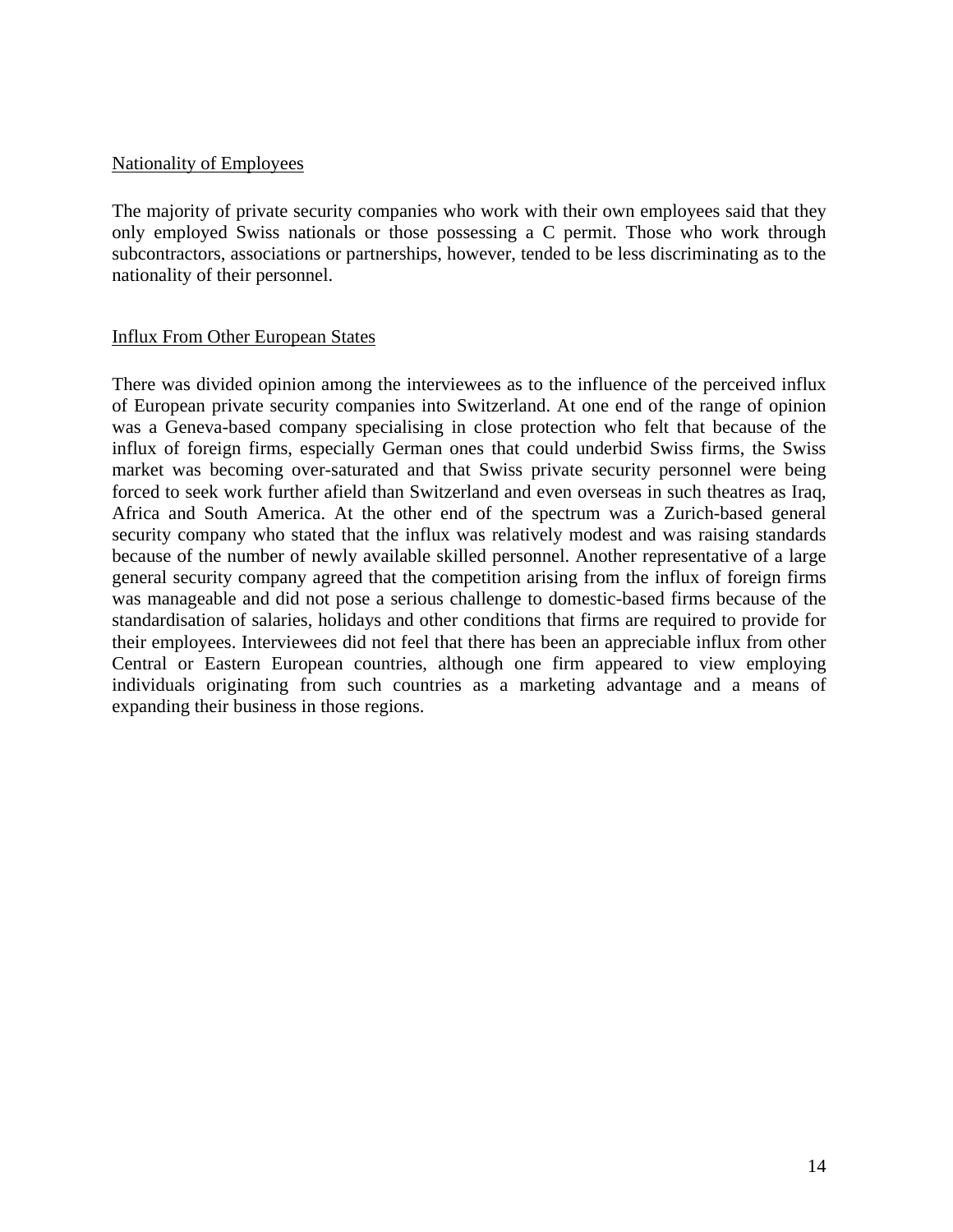### Nationality of Employees

The majority of private security companies who work with their own employees said that they only employed Swiss nationals or those possessing a C permit. Those who work through subcontractors, associations or partnerships, however, tended to be less discriminating as to the nationality of their personnel.

### Influx From Other European States

There was divided opinion among the interviewees as to the influence of the perceived influx of European private security companies into Switzerland. At one end of the range of opinion was a Geneva-based company specialising in close protection who felt that because of the influx of foreign firms, especially German ones that could underbid Swiss firms, the Swiss market was becoming over-saturated and that Swiss private security personnel were being forced to seek work further afield than Switzerland and even overseas in such theatres as Iraq, Africa and South America. At the other end of the spectrum was a Zurich-based general security company who stated that the influx was relatively modest and was raising standards because of the number of newly available skilled personnel. Another representative of a large general security company agreed that the competition arising from the influx of foreign firms was manageable and did not pose a serious challenge to domestic-based firms because of the standardisation of salaries, holidays and other conditions that firms are required to provide for their employees. Interviewees did not feel that there has been an appreciable influx from other Central or Eastern European countries, although one firm appeared to view employing individuals originating from such countries as a marketing advantage and a means of expanding their business in those regions.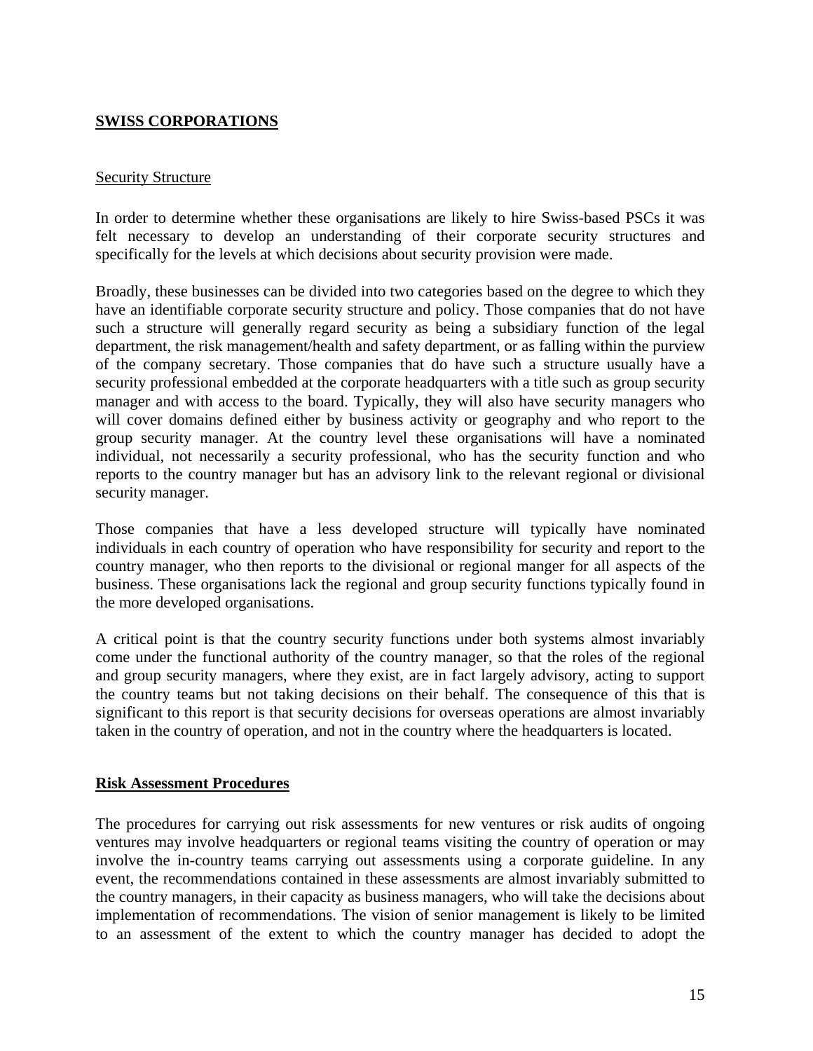## SWISS CORPORATIONS

Security Structure

In order to determine whether these organisations are likely to hire Swiss-based PSCs it was felt necessary to develop an understanding of their corporate security structures and specifically for the levels at which decisions about security provision were made.

Broadly, these businesses can be divided into two categories based on the degree to which they have an identifiable corporate security structure and policy. Those companies that do not have such a structure will generally regard security as being a subsidiary function of the legal department, the risk management/health and safety department, or as falling within the purview of the company secretary. Those companies that do have such a structure usually have a security professional embedded at the corporate headquarters with a title such as group security manager and with access to the board. Typically, they will also have security managers who will cover domains defined either by business activity or geography and who report to the group security manager. At the country level these organisations will have a nominated individual, not necessarily a security professional, who has the security function and who reports to the country manager but has an advisory link to the relevant regional or divisional security manager.

Those companies that have a less developed structure will typically have nominated individuals in each country of operation who have responsibility for security and report to the country manager, who then reports to the divisional or regional manger for all aspects of the business. These organisations lack the regional and group security functions typically found in the more developed organisations.

A critical point is that the country security functions under both systems almost invariably come under the functional authority of the country manager, so that the roles of the regional and group security managers, where they exist, are in fact largely advisory, acting to support the country teams but not taking decisions on their behalf. The consequence of this that is significant to this report is that security decisions for overseas operations are almost invariably taken in the country of operation, and not in the country where the headquarters is located.

## Risk Assessment Procedures

The procedures for carrying out risk assessments for new ventures or risk audits of ongoing ventures may involve headquarters or regional teams visiting the country of operation or may involve the in-country teams carrying out assessments using a corporate guideline. In any event, the recommendations contained in these assessments are almost invariably submitted to the country managers, in their capacity as business managers, who will take the decisions about implementation of recommendations. The vision of senior management is likely to be limited to an assessment of the extent to which the country manager has decided to adopt the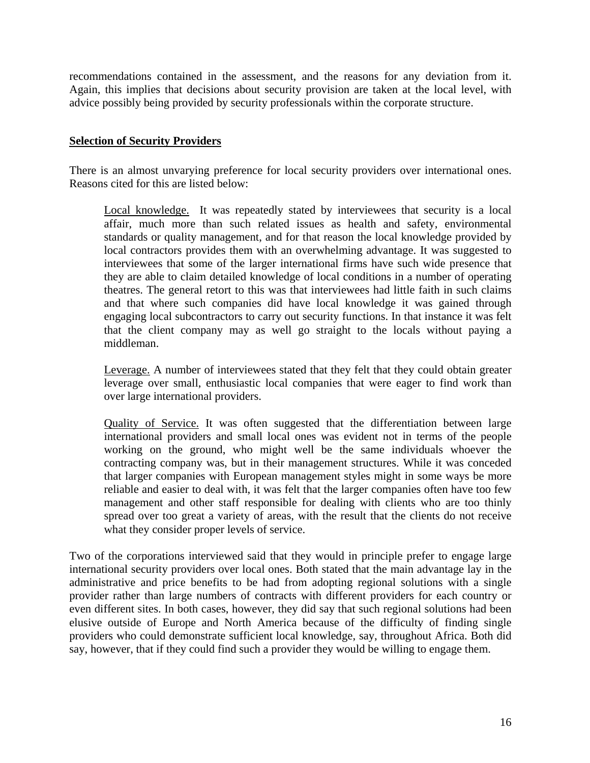recommendations contained in the assessment, and the reasons for any deviation from it. Again, this implies that decisions about security provision are taken at the local level, with advice possibly being provided by security professionals within the corporate structure.

## Selection of Security Providers

There is an almost unvarying preference for local security providers over international ones. Reasons cited for this are listed below:

> Local knowledge. It was repeatedly stated by interviewees that security is a local affair, much more than such related issues as health and safety, environmental standards or quality management, and for that reason the local knowledge provided by local contractors provides them with an overwhelming advantage. It was suggested to interviewees that some of the larger international firms have such wide presence that they are able to claim detailed knowledge of local conditions in a number of operating theatres. The general retort to this was that interviewees had little faith in such claims and that where such companies did have local knowledge it was gained through engaging local subcontractors to carry out security functions. In that instance it was felt that the client company may as well go straight to the locals without paying a middleman.
>
> Leverage. A number of interviewees stated that they felt that they could obtain greater leverage over small, enthusiastic local companies that were eager to find work than over large international providers.
>
> Quality of Service. It was often suggested that the differentiation between large international providers and small local ones was evident not in terms of the people working on the ground, who might well be the same individuals whoever the contracting company was, but in their management structures. While it was conceded that larger companies with European management styles might in some ways be more reliable and easier to deal with, it was felt that the larger companies often have too few management and other staff responsible for dealing with clients who are too thinly spread over too great a variety of areas, with the result that the clients do not receive what they consider proper levels of service.

Two of the corporations interviewed said that they would in principle prefer to engage large international security providers over local ones. Both stated that the main advantage lay in the administrative and price benefits to be had from adopting regional solutions with a single provider rather than large numbers of contracts with different providers for each country or even different sites. In both cases, however, they did say that such regional solutions had been elusive outside of Europe and North America because of the difficulty of finding single providers who could demonstrate sufficient local knowledge, say, throughout Africa. Both did say, however, that if they could find such a provider they would be willing to engage them.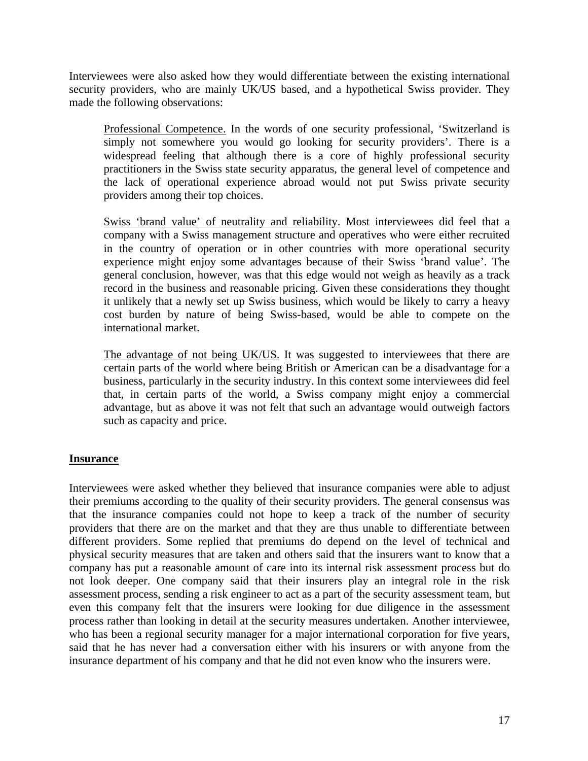Interviewees were also asked how they would differentiate between the existing international security providers, who are mainly UK/US based, and a hypothetical Swiss provider. They made the following observations:

> <u>Professional Competence.</u> In the words of one security professional, 'Switzerland is simply not somewhere you would go looking for security providers'. There is a widespread feeling that although there is a core of highly professional security practitioners in the Swiss state security apparatus, the general level of competence and the lack of operational experience abroad would not put Swiss private security providers among their top choices.
>
> <u>Swiss 'brand value' of neutrality and reliability.</u> Most interviewees did feel that a company with a Swiss management structure and operatives who were either recruited in the country of operation or in other countries with more operational security experience might enjoy some advantages because of their Swiss 'brand value'. The general conclusion, however, was that this edge would not weigh as heavily as a track record in the business and reasonable pricing. Given these considerations they thought it unlikely that a newly set up Swiss business, which would be likely to carry a heavy cost burden by nature of being Swiss-based, would be able to compete on the international market.
>
> <u>The advantage of not being UK/US.</u> It was suggested to interviewees that there are certain parts of the world where being British or American can be a disadvantage for a business, particularly in the security industry. In this context some interviewees did feel that, in certain parts of the world, a Swiss company might enjoy a commercial advantage, but as above it was not felt that such an advantage would outweigh factors such as capacity and price.

## Insurance

Interviewees were asked whether they believed that insurance companies were able to adjust their premiums according to the quality of their security providers. The general consensus was that the insurance companies could not hope to keep a track of the number of security providers that there are on the market and that they are thus unable to differentiate between different providers. Some replied that premiums do depend on the level of technical and physical security measures that are taken and others said that the insurers want to know that a company has put a reasonable amount of care into its internal risk assessment process but do not look deeper. One company said that their insurers play an integral role in the risk assessment process, sending a risk engineer to act as a part of the security assessment team, but even this company felt that the insurers were looking for due diligence in the assessment process rather than looking in detail at the security measures undertaken. Another interviewee, who has been a regional security manager for a major international corporation for five years, said that he has never had a conversation either with his insurers or with anyone from the insurance department of his company and that he did not even know who the insurers were.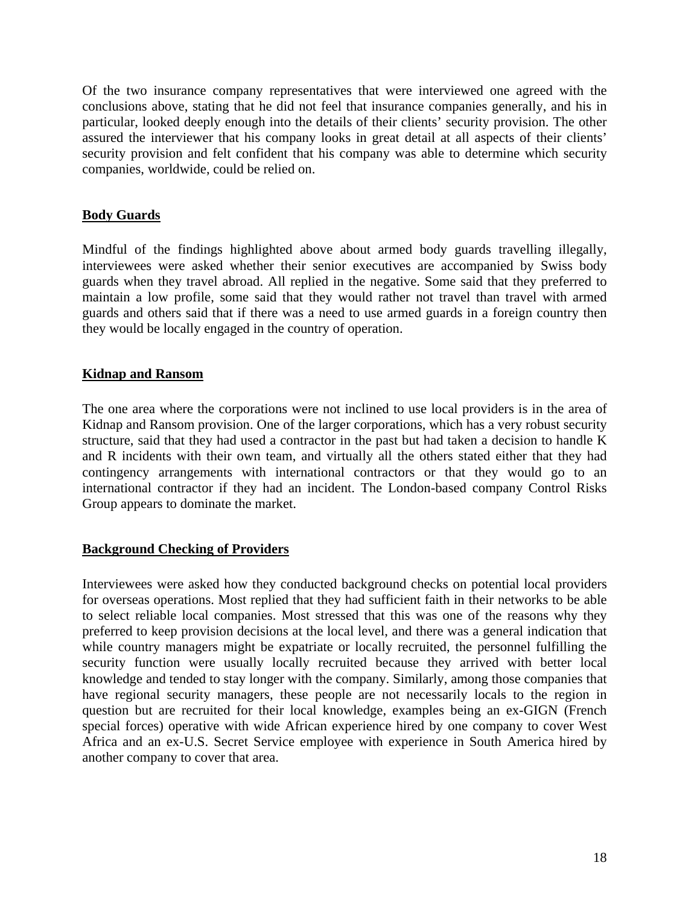Of the two insurance company representatives that were interviewed one agreed with the conclusions above, stating that he did not feel that insurance companies generally, and his in particular, looked deeply enough into the details of their clients' security provision. The other assured the interviewer that his company looks in great detail at all aspects of their clients' security provision and felt confident that his company was able to determine which security companies, worldwide, could be relied on.

## Body Guards

Mindful of the findings highlighted above about armed body guards travelling illegally, interviewees were asked whether their senior executives are accompanied by Swiss body guards when they travel abroad. All replied in the negative. Some said that they preferred to maintain a low profile, some said that they would rather not travel than travel with armed guards and others said that if there was a need to use armed guards in a foreign country then they would be locally engaged in the country of operation.

## Kidnap and Ransom

The one area where the corporations were not inclined to use local providers is in the area of Kidnap and Ransom provision. One of the larger corporations, which has a very robust security structure, said that they had used a contractor in the past but had taken a decision to handle K and R incidents with their own team, and virtually all the others stated either that they had contingency arrangements with international contractors or that they would go to an international contractor if they had an incident. The London-based company Control Risks Group appears to dominate the market.

## Background Checking of Providers

Interviewees were asked how they conducted background checks on potential local providers for overseas operations. Most replied that they had sufficient faith in their networks to be able to select reliable local companies. Most stressed that this was one of the reasons why they preferred to keep provision decisions at the local level, and there was a general indication that while country managers might be expatriate or locally recruited, the personnel fulfilling the security function were usually locally recruited because they arrived with better local knowledge and tended to stay longer with the company. Similarly, among those companies that have regional security managers, these people are not necessarily locals to the region in question but are recruited for their local knowledge, examples being an ex-GIGN (French special forces) operative with wide African experience hired by one company to cover West Africa and an ex-U.S. Secret Service employee with experience in South America hired by another company to cover that area.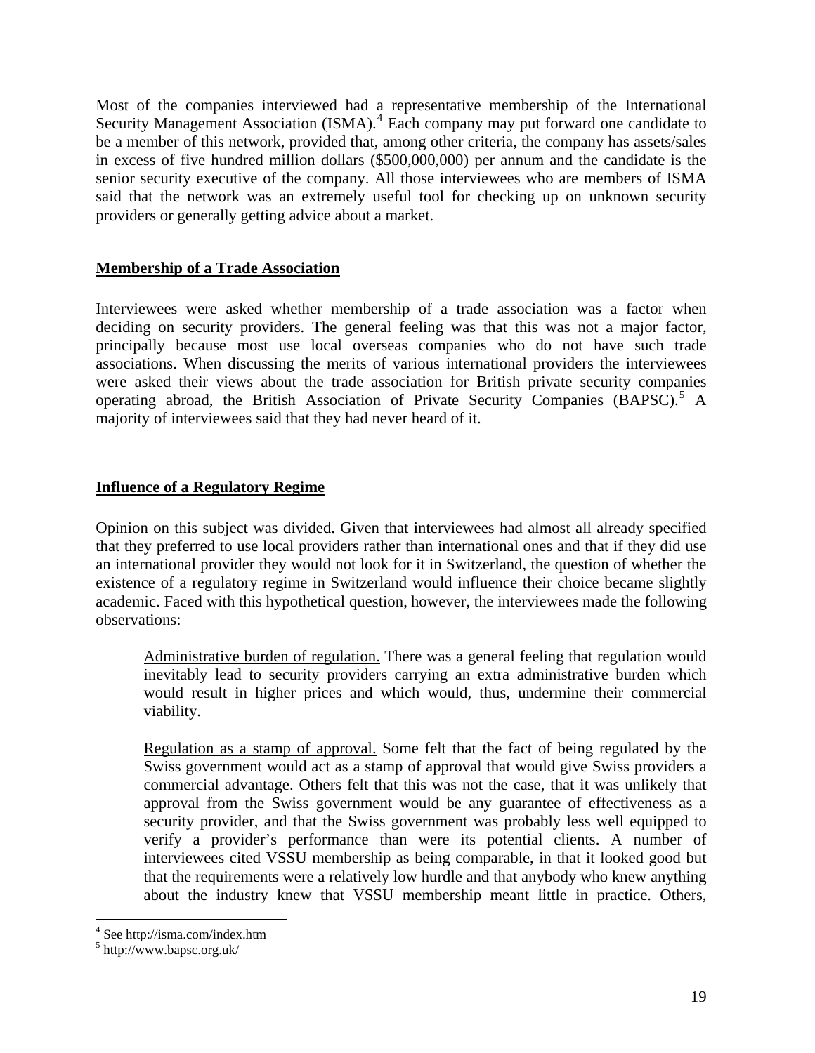Most of the companies interviewed had a representative membership of the International Security Management Association (ISMA).[4] Each company may put forward one candidate to be a member of this network, provided that, among other criteria, the company has assets/sales in excess of five hundred million dollars ($500,000,000) per annum and the candidate is the senior security executive of the company. All those interviewees who are members of ISMA said that the network was an extremely useful tool for checking up on unknown security providers or generally getting advice about a market.

## Membership of a Trade Association

Interviewees were asked whether membership of a trade association was a factor when deciding on security providers. The general feeling was that this was not a major factor, principally because most use local overseas companies who do not have such trade associations. When discussing the merits of various international providers the interviewees were asked their views about the trade association for British private security companies operating abroad, the British Association of Private Security Companies (BAPSC).[5] A majority of interviewees said that they had never heard of it.

## Influence of a Regulatory Regime

Opinion on this subject was divided. Given that interviewees had almost all already specified that they preferred to use local providers rather than international ones and that if they did use an international provider they would not look for it in Switzerland, the question of whether the existence of a regulatory regime in Switzerland would influence their choice became slightly academic. Faced with this hypothetical question, however, the interviewees made the following observations:

> Administrative burden of regulation. There was a general feeling that regulation would inevitably lead to security providers carrying an extra administrative burden which would result in higher prices and which would, thus, undermine their commercial viability.
>
> Regulation as a stamp of approval. Some felt that the fact of being regulated by the Swiss government would act as a stamp of approval that would give Swiss providers a commercial advantage. Others felt that this was not the case, that it was unlikely that approval from the Swiss government would be any guarantee of effectiveness as a security provider, and that the Swiss government was probably less well equipped to verify a provider's performance than were its potential clients. A number of interviewees cited VSSU membership as being comparable, in that it looked good but that the requirements were a relatively low hurdle and that anybody who knew anything about the industry knew that VSSU membership meant little in practice. Others,

---

[4] See http://isma.com/index.htm

[5] http://www.bapsc.org.uk/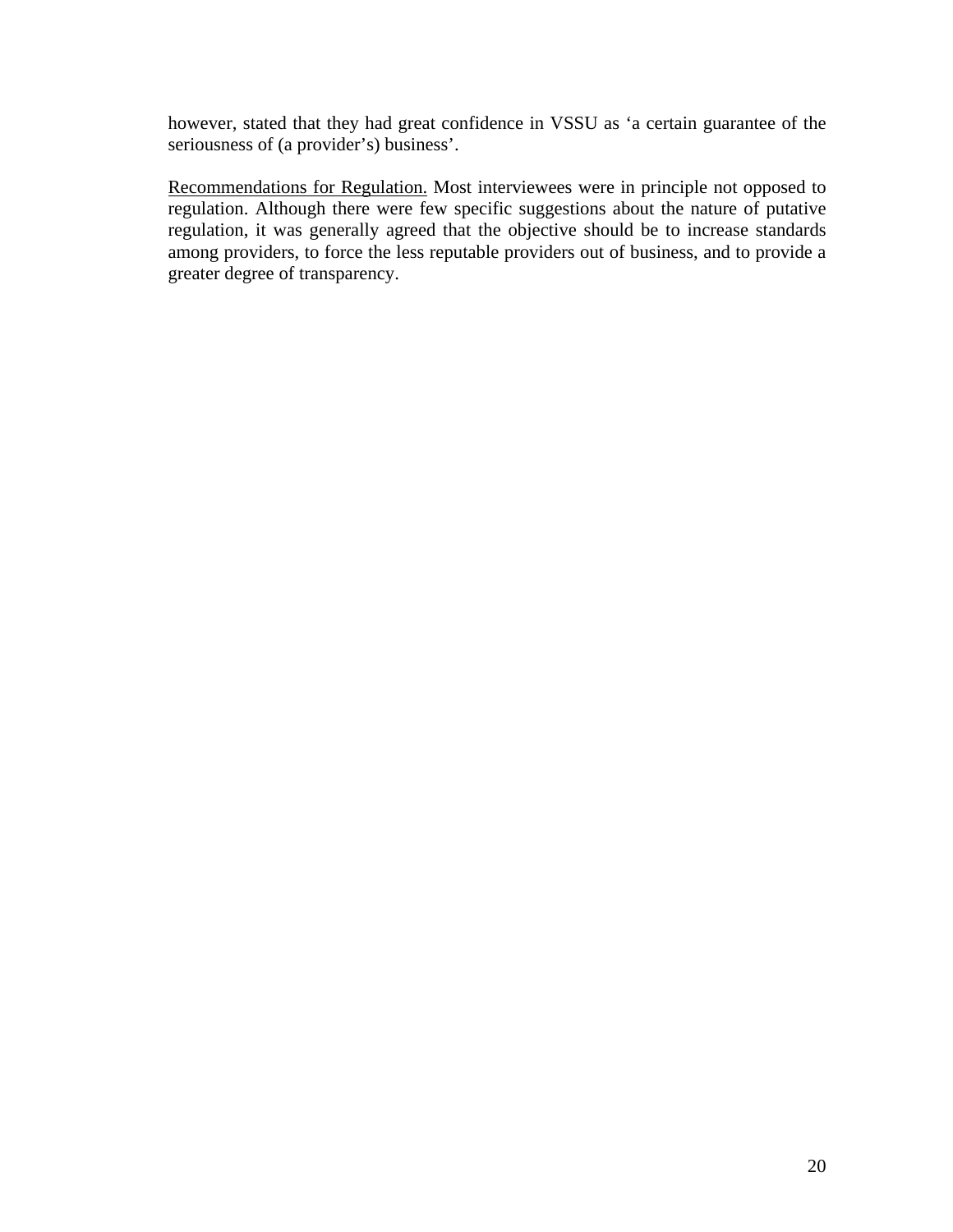however, stated that they had great confidence in VSSU as 'a certain guarantee of the seriousness of (a provider's) business'.

<u>Recommendations for Regulation.</u> Most interviewees were in principle not opposed to regulation. Although there were few specific suggestions about the nature of putative regulation, it was generally agreed that the objective should be to increase standards among providers, to force the less reputable providers out of business, and to provide a greater degree of transparency.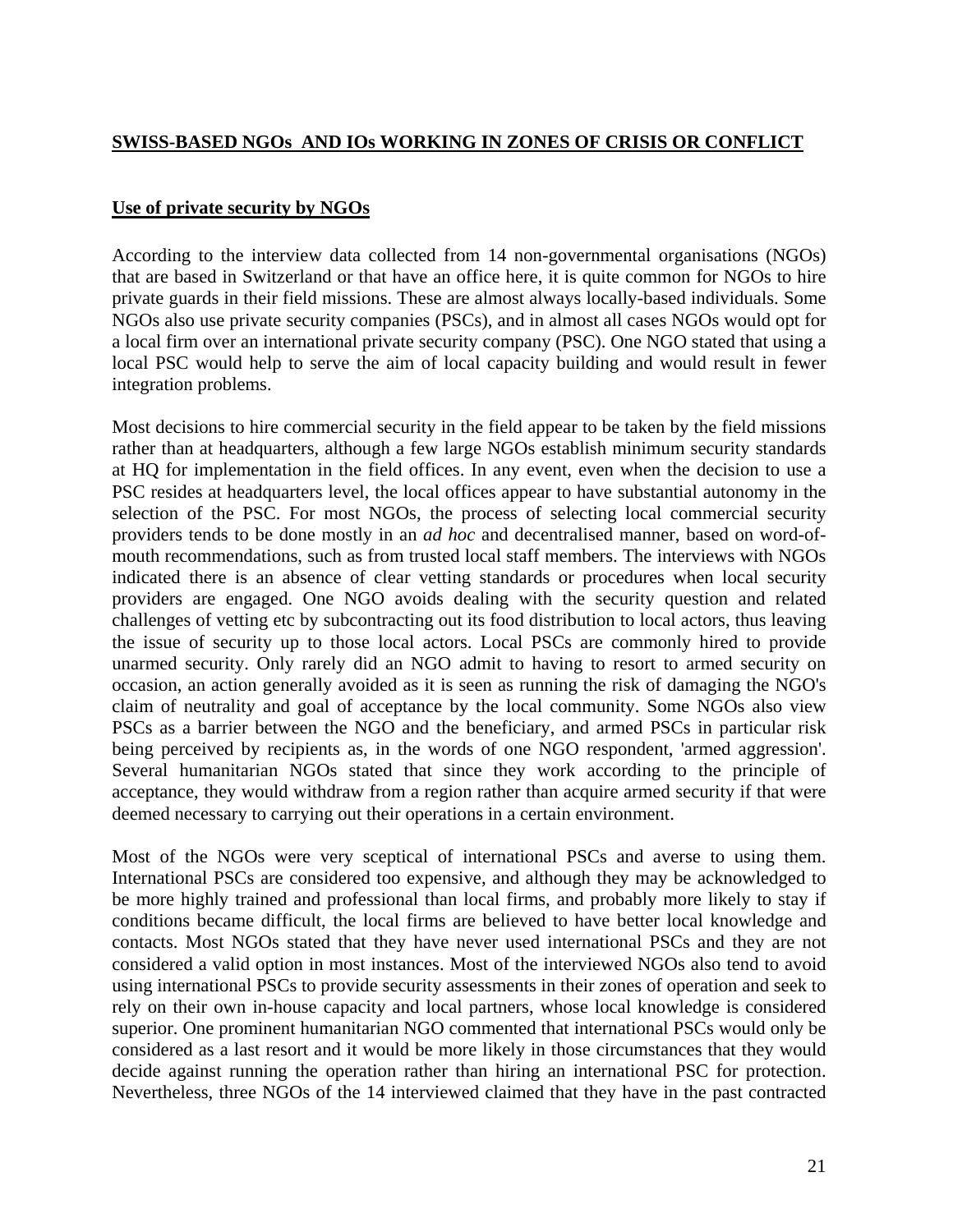**SWISS-BASED NGOs AND IOs WORKING IN ZONES OF CRISIS OR CONFLICT**

**Use of private security by NGOs**

According to the interview data collected from 14 non-governmental organisations (NGOs) that are based in Switzerland or that have an office here, it is quite common for NGOs to hire private guards in their field missions. These are almost always locally-based individuals. Some NGOs also use private security companies (PSCs), and in almost all cases NGOs would opt for a local firm over an international private security company (PSC). One NGO stated that using a local PSC would help to serve the aim of local capacity building and would result in fewer integration problems.

Most decisions to hire commercial security in the field appear to be taken by the field missions rather than at headquarters, although a few large NGOs establish minimum security standards at HQ for implementation in the field offices. In any event, even when the decision to use a PSC resides at headquarters level, the local offices appear to have substantial autonomy in the selection of the PSC. For most NGOs, the process of selecting local commercial security providers tends to be done mostly in an *ad hoc* and decentralised manner, based on word-of-mouth recommendations, such as from trusted local staff members. The interviews with NGOs indicated there is an absence of clear vetting standards or procedures when local security providers are engaged. One NGO avoids dealing with the security question and related challenges of vetting etc by subcontracting out its food distribution to local actors, thus leaving the issue of security up to those local actors. Local PSCs are commonly hired to provide unarmed security. Only rarely did an NGO admit to having to resort to armed security on occasion, an action generally avoided as it is seen as running the risk of damaging the NGO's claim of neutrality and goal of acceptance by the local community. Some NGOs also view PSCs as a barrier between the NGO and the beneficiary, and armed PSCs in particular risk being perceived by recipients as, in the words of one NGO respondent, 'armed aggression'. Several humanitarian NGOs stated that since they work according to the principle of acceptance, they would withdraw from a region rather than acquire armed security if that were deemed necessary to carrying out their operations in a certain environment.

Most of the NGOs were very sceptical of international PSCs and averse to using them. International PSCs are considered too expensive, and although they may be acknowledged to be more highly trained and professional than local firms, and probably more likely to stay if conditions became difficult, the local firms are believed to have better local knowledge and contacts. Most NGOs stated that they have never used international PSCs and they are not considered a valid option in most instances. Most of the interviewed NGOs also tend to avoid using international PSCs to provide security assessments in their zones of operation and seek to rely on their own in-house capacity and local partners, whose local knowledge is considered superior. One prominent humanitarian NGO commented that international PSCs would only be considered as a last resort and it would be more likely in those circumstances that they would decide against running the operation rather than hiring an international PSC for protection. Nevertheless, three NGOs of the 14 interviewed claimed that they have in the past contracted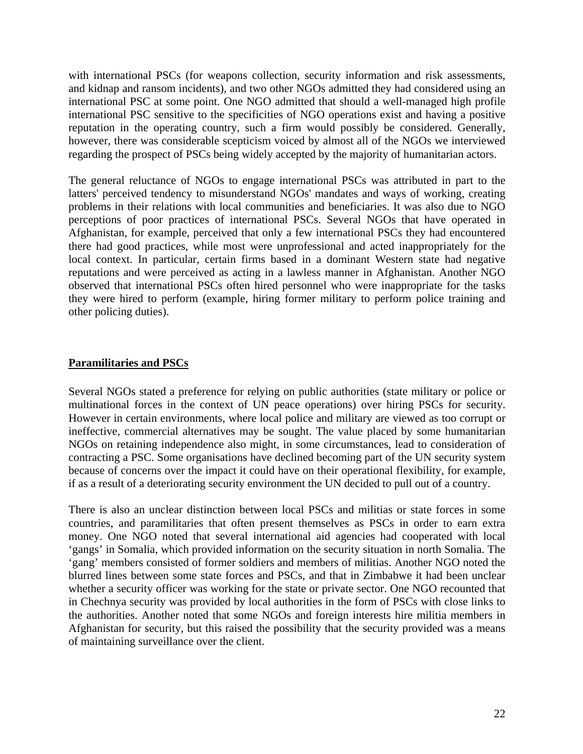with international PSCs (for weapons collection, security information and risk assessments, and kidnap and ransom incidents), and two other NGOs admitted they had considered using an international PSC at some point. One NGO admitted that should a well-managed high profile international PSC sensitive to the specificities of NGO operations exist and having a positive reputation in the operating country, such a firm would possibly be considered. Generally, however, there was considerable scepticism voiced by almost all of the NGOs we interviewed regarding the prospect of PSCs being widely accepted by the majority of humanitarian actors.

The general reluctance of NGOs to engage international PSCs was attributed in part to the latters' perceived tendency to misunderstand NGOs' mandates and ways of working, creating problems in their relations with local communities and beneficiaries. It was also due to NGO perceptions of poor practices of international PSCs. Several NGOs that have operated in Afghanistan, for example, perceived that only a few international PSCs they had encountered there had good practices, while most were unprofessional and acted inappropriately for the local context. In particular, certain firms based in a dominant Western state had negative reputations and were perceived as acting in a lawless manner in Afghanistan. Another NGO observed that international PSCs often hired personnel who were inappropriate for the tasks they were hired to perform (example, hiring former military to perform police training and other policing duties).

## Paramilitaries and PSCs

Several NGOs stated a preference for relying on public authorities (state military or police or multinational forces in the context of UN peace operations) over hiring PSCs for security. However in certain environments, where local police and military are viewed as too corrupt or ineffective, commercial alternatives may be sought. The value placed by some humanitarian NGOs on retaining independence also might, in some circumstances, lead to consideration of contracting a PSC. Some organisations have declined becoming part of the UN security system because of concerns over the impact it could have on their operational flexibility, for example, if as a result of a deteriorating security environment the UN decided to pull out of a country.

There is also an unclear distinction between local PSCs and militias or state forces in some countries, and paramilitaries that often present themselves as PSCs in order to earn extra money. One NGO noted that several international aid agencies had cooperated with local 'gangs' in Somalia, which provided information on the security situation in north Somalia. The 'gang' members consisted of former soldiers and members of militias. Another NGO noted the blurred lines between some state forces and PSCs, and that in Zimbabwe it had been unclear whether a security officer was working for the state or private sector. One NGO recounted that in Chechnya security was provided by local authorities in the form of PSCs with close links to the authorities. Another noted that some NGOs and foreign interests hire militia members in Afghanistan for security, but this raised the possibility that the security provided was a means of maintaining surveillance over the client.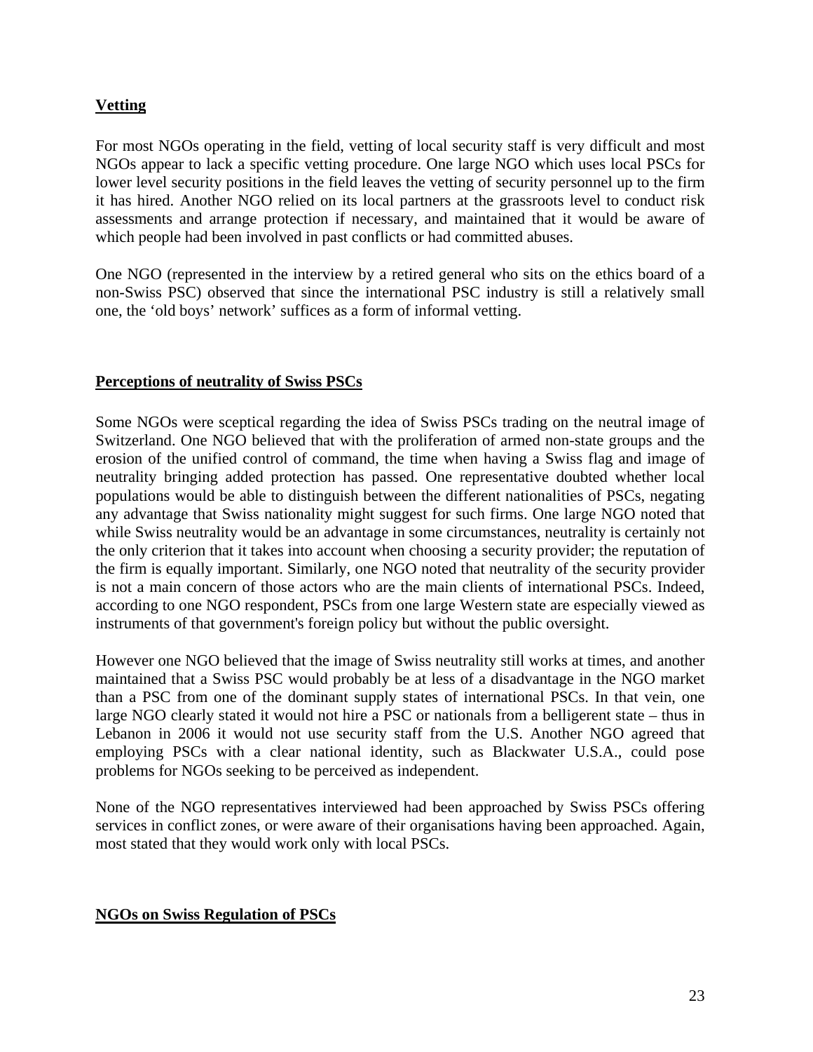## Vetting

For most NGOs operating in the field, vetting of local security staff is very difficult and most NGOs appear to lack a specific vetting procedure. One large NGO which uses local PSCs for lower level security positions in the field leaves the vetting of security personnel up to the firm it has hired. Another NGO relied on its local partners at the grassroots level to conduct risk assessments and arrange protection if necessary, and maintained that it would be aware of which people had been involved in past conflicts or had committed abuses.

One NGO (represented in the interview by a retired general who sits on the ethics board of a non-Swiss PSC) observed that since the international PSC industry is still a relatively small one, the 'old boys' network' suffices as a form of informal vetting.

## Perceptions of neutrality of Swiss PSCs

Some NGOs were sceptical regarding the idea of Swiss PSCs trading on the neutral image of Switzerland. One NGO believed that with the proliferation of armed non-state groups and the erosion of the unified control of command, the time when having a Swiss flag and image of neutrality bringing added protection has passed. One representative doubted whether local populations would be able to distinguish between the different nationalities of PSCs, negating any advantage that Swiss nationality might suggest for such firms. One large NGO noted that while Swiss neutrality would be an advantage in some circumstances, neutrality is certainly not the only criterion that it takes into account when choosing a security provider; the reputation of the firm is equally important. Similarly, one NGO noted that neutrality of the security provider is not a main concern of those actors who are the main clients of international PSCs. Indeed, according to one NGO respondent, PSCs from one large Western state are especially viewed as instruments of that government's foreign policy but without the public oversight.

However one NGO believed that the image of Swiss neutrality still works at times, and another maintained that a Swiss PSC would probably be at less of a disadvantage in the NGO market than a PSC from one of the dominant supply states of international PSCs. In that vein, one large NGO clearly stated it would not hire a PSC or nationals from a belligerent state – thus in Lebanon in 2006 it would not use security staff from the U.S. Another NGO agreed that employing PSCs with a clear national identity, such as Blackwater U.S.A., could pose problems for NGOs seeking to be perceived as independent.

None of the NGO representatives interviewed had been approached by Swiss PSCs offering services in conflict zones, or were aware of their organisations having been approached. Again, most stated that they would work only with local PSCs.

## NGOs on Swiss Regulation of PSCs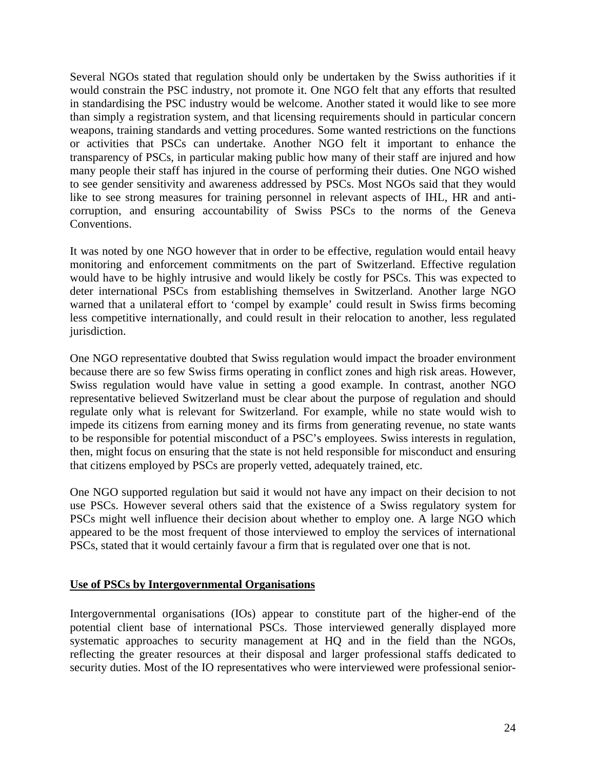Several NGOs stated that regulation should only be undertaken by the Swiss authorities if it would constrain the PSC industry, not promote it. One NGO felt that any efforts that resulted in standardising the PSC industry would be welcome. Another stated it would like to see more than simply a registration system, and that licensing requirements should in particular concern weapons, training standards and vetting procedures. Some wanted restrictions on the functions or activities that PSCs can undertake. Another NGO felt it important to enhance the transparency of PSCs, in particular making public how many of their staff are injured and how many people their staff has injured in the course of performing their duties. One NGO wished to see gender sensitivity and awareness addressed by PSCs. Most NGOs said that they would like to see strong measures for training personnel in relevant aspects of IHL, HR and anti-corruption, and ensuring accountability of Swiss PSCs to the norms of the Geneva Conventions.

It was noted by one NGO however that in order to be effective, regulation would entail heavy monitoring and enforcement commitments on the part of Switzerland. Effective regulation would have to be highly intrusive and would likely be costly for PSCs. This was expected to deter international PSCs from establishing themselves in Switzerland. Another large NGO warned that a unilateral effort to 'compel by example' could result in Swiss firms becoming less competitive internationally, and could result in their relocation to another, less regulated jurisdiction.

One NGO representative doubted that Swiss regulation would impact the broader environment because there are so few Swiss firms operating in conflict zones and high risk areas. However, Swiss regulation would have value in setting a good example. In contrast, another NGO representative believed Switzerland must be clear about the purpose of regulation and should regulate only what is relevant for Switzerland. For example, while no state would wish to impede its citizens from earning money and its firms from generating revenue, no state wants to be responsible for potential misconduct of a PSC's employees. Swiss interests in regulation, then, might focus on ensuring that the state is not held responsible for misconduct and ensuring that citizens employed by PSCs are properly vetted, adequately trained, etc.

One NGO supported regulation but said it would not have any impact on their decision to not use PSCs. However several others said that the existence of a Swiss regulatory system for PSCs might well influence their decision about whether to employ one. A large NGO which appeared to be the most frequent of those interviewed to employ the services of international PSCs, stated that it would certainly favour a firm that is regulated over one that is not.

## Use of PSCs by Intergovernmental Organisations

Intergovernmental organisations (IOs) appear to constitute part of the higher-end of the potential client base of international PSCs. Those interviewed generally displayed more systematic approaches to security management at HQ and in the field than the NGOs, reflecting the greater resources at their disposal and larger professional staffs dedicated to security duties. Most of the IO representatives who were interviewed were professional senior-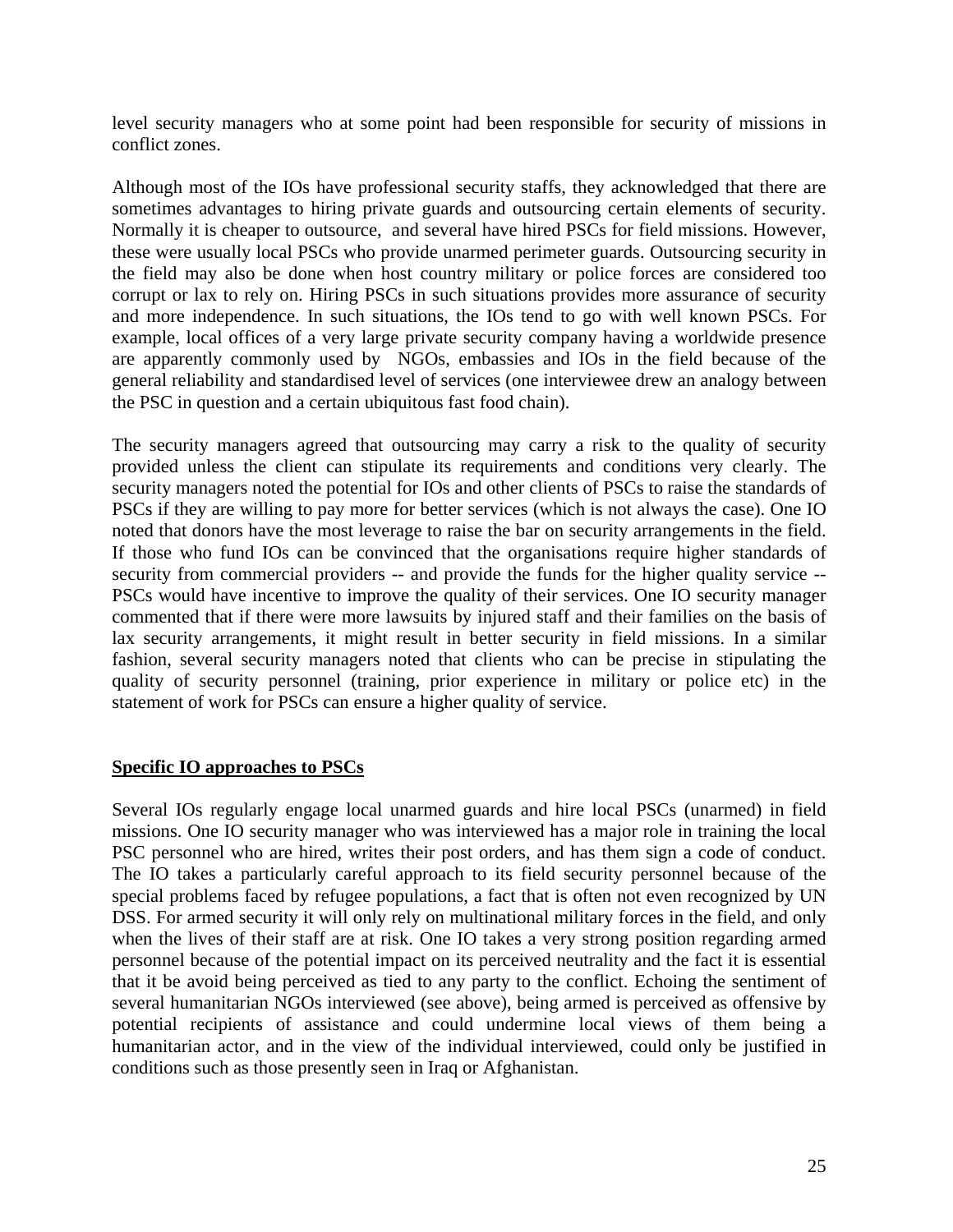level security managers who at some point had been responsible for security of missions in conflict zones.

Although most of the IOs have professional security staffs, they acknowledged that there are sometimes advantages to hiring private guards and outsourcing certain elements of security. Normally it is cheaper to outsource, and several have hired PSCs for field missions. However, these were usually local PSCs who provide unarmed perimeter guards. Outsourcing security in the field may also be done when host country military or police forces are considered too corrupt or lax to rely on. Hiring PSCs in such situations provides more assurance of security and more independence. In such situations, the IOs tend to go with well known PSCs. For example, local offices of a very large private security company having a worldwide presence are apparently commonly used by NGOs, embassies and IOs in the field because of the general reliability and standardised level of services (one interviewee drew an analogy between the PSC in question and a certain ubiquitous fast food chain).

The security managers agreed that outsourcing may carry a risk to the quality of security provided unless the client can stipulate its requirements and conditions very clearly. The security managers noted the potential for IOs and other clients of PSCs to raise the standards of PSCs if they are willing to pay more for better services (which is not always the case). One IO noted that donors have the most leverage to raise the bar on security arrangements in the field. If those who fund IOs can be convinced that the organisations require higher standards of security from commercial providers -- and provide the funds for the higher quality service -- PSCs would have incentive to improve the quality of their services. One IO security manager commented that if there were more lawsuits by injured staff and their families on the basis of lax security arrangements, it might result in better security in field missions. In a similar fashion, several security managers noted that clients who can be precise in stipulating the quality of security personnel (training, prior experience in military or police etc) in the statement of work for PSCs can ensure a higher quality of service.

**Specific IO approaches to PSCs**

Several IOs regularly engage local unarmed guards and hire local PSCs (unarmed) in field missions. One IO security manager who was interviewed has a major role in training the local PSC personnel who are hired, writes their post orders, and has them sign a code of conduct. The IO takes a particularly careful approach to its field security personnel because of the special problems faced by refugee populations, a fact that is often not even recognized by UN DSS. For armed security it will only rely on multinational military forces in the field, and only when the lives of their staff are at risk. One IO takes a very strong position regarding armed personnel because of the potential impact on its perceived neutrality and the fact it is essential that it be avoid being perceived as tied to any party to the conflict. Echoing the sentiment of several humanitarian NGOs interviewed (see above), being armed is perceived as offensive by potential recipients of assistance and could undermine local views of them being a humanitarian actor, and in the view of the individual interviewed, could only be justified in conditions such as those presently seen in Iraq or Afghanistan.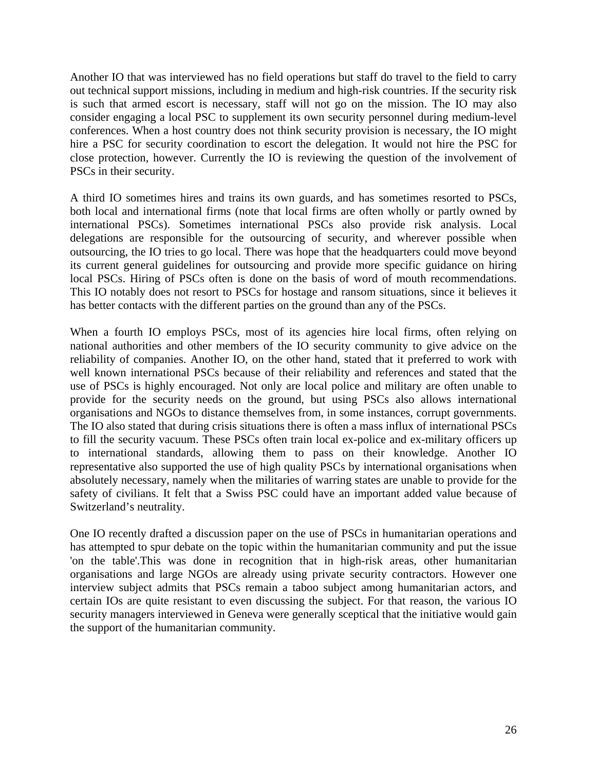Another IO that was interviewed has no field operations but staff do travel to the field to carry out technical support missions, including in medium and high-risk countries. If the security risk is such that armed escort is necessary, staff will not go on the mission. The IO may also consider engaging a local PSC to supplement its own security personnel during medium-level conferences. When a host country does not think security provision is necessary, the IO might hire a PSC for security coordination to escort the delegation. It would not hire the PSC for close protection, however. Currently the IO is reviewing the question of the involvement of PSCs in their security.

A third IO sometimes hires and trains its own guards, and has sometimes resorted to PSCs, both local and international firms (note that local firms are often wholly or partly owned by international PSCs). Sometimes international PSCs also provide risk analysis. Local delegations are responsible for the outsourcing of security, and wherever possible when outsourcing, the IO tries to go local. There was hope that the headquarters could move beyond its current general guidelines for outsourcing and provide more specific guidance on hiring local PSCs. Hiring of PSCs often is done on the basis of word of mouth recommendations. This IO notably does not resort to PSCs for hostage and ransom situations, since it believes it has better contacts with the different parties on the ground than any of the PSCs.

When a fourth IO employs PSCs, most of its agencies hire local firms, often relying on national authorities and other members of the IO security community to give advice on the reliability of companies. Another IO, on the other hand, stated that it preferred to work with well known international PSCs because of their reliability and references and stated that the use of PSCs is highly encouraged. Not only are local police and military are often unable to provide for the security needs on the ground, but using PSCs also allows international organisations and NGOs to distance themselves from, in some instances, corrupt governments. The IO also stated that during crisis situations there is often a mass influx of international PSCs to fill the security vacuum. These PSCs often train local ex-police and ex-military officers up to international standards, allowing them to pass on their knowledge. Another IO representative also supported the use of high quality PSCs by international organisations when absolutely necessary, namely when the militaries of warring states are unable to provide for the safety of civilians. It felt that a Swiss PSC could have an important added value because of Switzerland's neutrality.

One IO recently drafted a discussion paper on the use of PSCs in humanitarian operations and has attempted to spur debate on the topic within the humanitarian community and put the issue 'on the table'.This was done in recognition that in high-risk areas, other humanitarian organisations and large NGOs are already using private security contractors. However one interview subject admits that PSCs remain a taboo subject among humanitarian actors, and certain IOs are quite resistant to even discussing the subject. For that reason, the various IO security managers interviewed in Geneva were generally sceptical that the initiative would gain the support of the humanitarian community.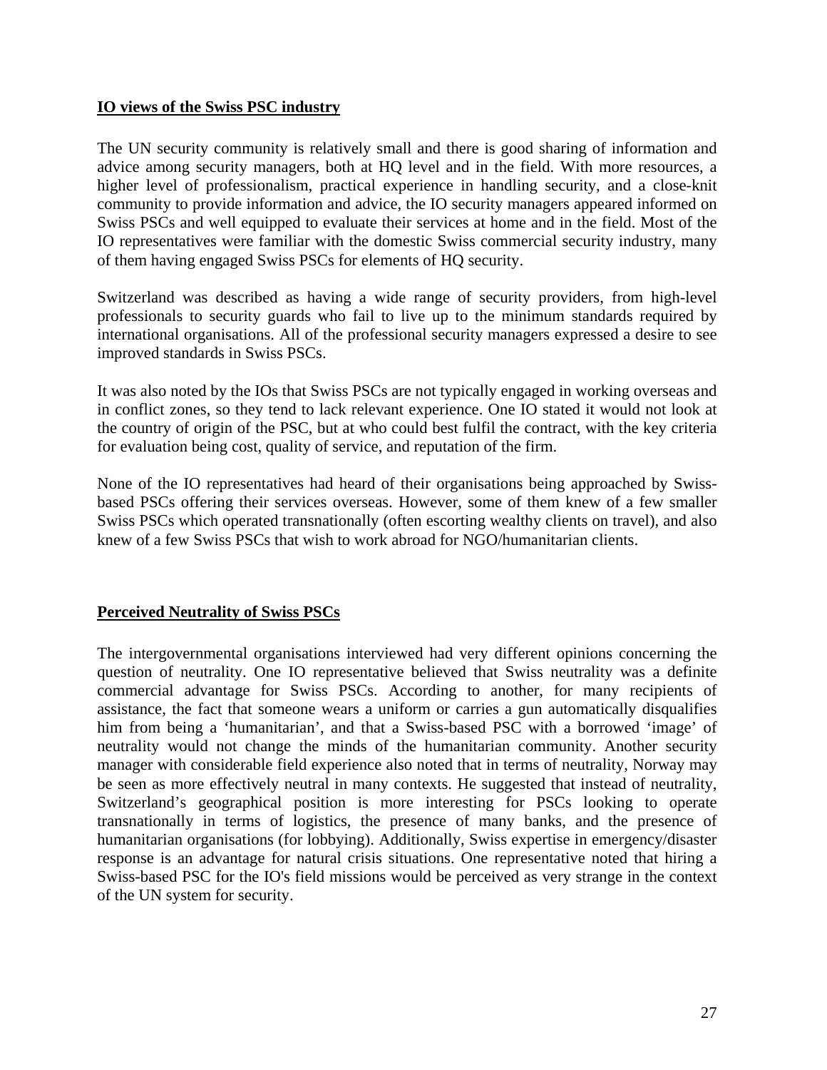**IO views of the Swiss PSC industry**

The UN security community is relatively small and there is good sharing of information and advice among security managers, both at HQ level and in the field. With more resources, a higher level of professionalism, practical experience in handling security, and a close-knit community to provide information and advice, the IO security managers appeared informed on Swiss PSCs and well equipped to evaluate their services at home and in the field. Most of the IO representatives were familiar with the domestic Swiss commercial security industry, many of them having engaged Swiss PSCs for elements of HQ security.

Switzerland was described as having a wide range of security providers, from high-level professionals to security guards who fail to live up to the minimum standards required by international organisations. All of the professional security managers expressed a desire to see improved standards in Swiss PSCs.

It was also noted by the IOs that Swiss PSCs are not typically engaged in working overseas and in conflict zones, so they tend to lack relevant experience. One IO stated it would not look at the country of origin of the PSC, but at who could best fulfil the contract, with the key criteria for evaluation being cost, quality of service, and reputation of the firm.

None of the IO representatives had heard of their organisations being approached by Swiss-based PSCs offering their services overseas. However, some of them knew of a few smaller Swiss PSCs which operated transnationally (often escorting wealthy clients on travel), and also knew of a few Swiss PSCs that wish to work abroad for NGO/humanitarian clients.

**Perceived Neutrality of Swiss PSCs**

The intergovernmental organisations interviewed had very different opinions concerning the question of neutrality. One IO representative believed that Swiss neutrality was a definite commercial advantage for Swiss PSCs. According to another, for many recipients of assistance, the fact that someone wears a uniform or carries a gun automatically disqualifies him from being a 'humanitarian', and that a Swiss-based PSC with a borrowed 'image' of neutrality would not change the minds of the humanitarian community. Another security manager with considerable field experience also noted that in terms of neutrality, Norway may be seen as more effectively neutral in many contexts. He suggested that instead of neutrality, Switzerland's geographical position is more interesting for PSCs looking to operate transnationally in terms of logistics, the presence of many banks, and the presence of humanitarian organisations (for lobbying). Additionally, Swiss expertise in emergency/disaster response is an advantage for natural crisis situations. One representative noted that hiring a Swiss-based PSC for the IO's field missions would be perceived as very strange in the context of the UN system for security.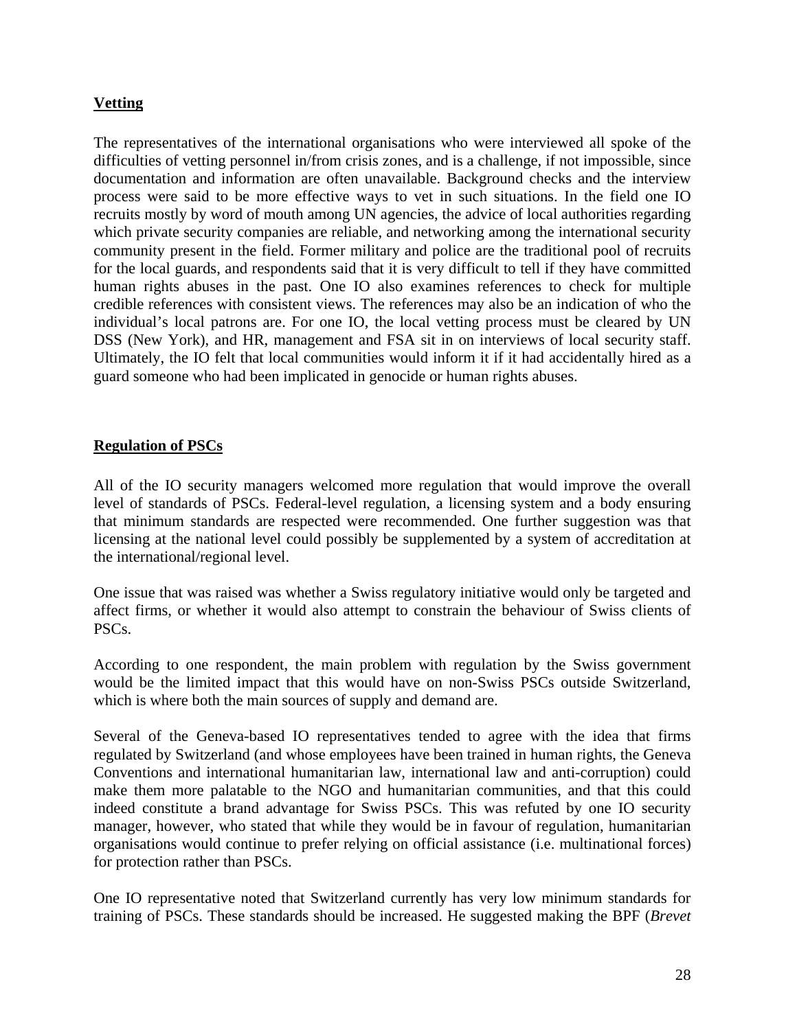**Vetting**

The representatives of the international organisations who were interviewed all spoke of the difficulties of vetting personnel in/from crisis zones, and is a challenge, if not impossible, since documentation and information are often unavailable. Background checks and the interview process were said to be more effective ways to vet in such situations. In the field one IO recruits mostly by word of mouth among UN agencies, the advice of local authorities regarding which private security companies are reliable, and networking among the international security community present in the field. Former military and police are the traditional pool of recruits for the local guards, and respondents said that it is very difficult to tell if they have committed human rights abuses in the past. One IO also examines references to check for multiple credible references with consistent views. The references may also be an indication of who the individual's local patrons are. For one IO, the local vetting process must be cleared by UN DSS (New York), and HR, management and FSA sit in on interviews of local security staff. Ultimately, the IO felt that local communities would inform it if it had accidentally hired as a guard someone who had been implicated in genocide or human rights abuses.

**Regulation of PSCs**

All of the IO security managers welcomed more regulation that would improve the overall level of standards of PSCs. Federal-level regulation, a licensing system and a body ensuring that minimum standards are respected were recommended. One further suggestion was that licensing at the national level could possibly be supplemented by a system of accreditation at the international/regional level.

One issue that was raised was whether a Swiss regulatory initiative would only be targeted and affect firms, or whether it would also attempt to constrain the behaviour of Swiss clients of PSCs.

According to one respondent, the main problem with regulation by the Swiss government would be the limited impact that this would have on non-Swiss PSCs outside Switzerland, which is where both the main sources of supply and demand are.

Several of the Geneva-based IO representatives tended to agree with the idea that firms regulated by Switzerland (and whose employees have been trained in human rights, the Geneva Conventions and international humanitarian law, international law and anti-corruption) could make them more palatable to the NGO and humanitarian communities, and that this could indeed constitute a brand advantage for Swiss PSCs. This was refuted by one IO security manager, however, who stated that while they would be in favour of regulation, humanitarian organisations would continue to prefer relying on official assistance (i.e. multinational forces) for protection rather than PSCs.

One IO representative noted that Switzerland currently has very low minimum standards for training of PSCs. These standards should be increased. He suggested making the BPF (*Brevet*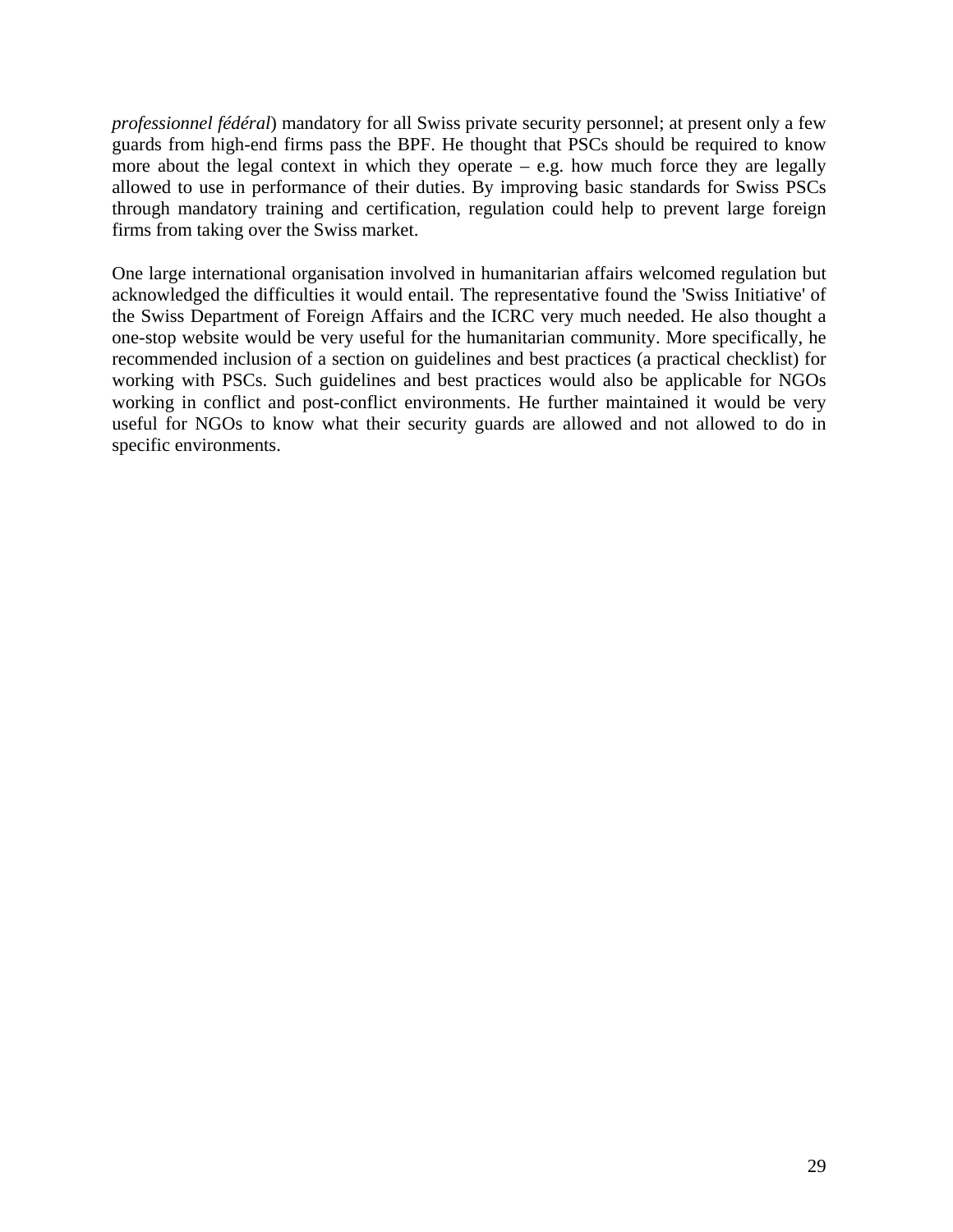*professionnel fédéral*) mandatory for all Swiss private security personnel; at present only a few guards from high-end firms pass the BPF. He thought that PSCs should be required to know more about the legal context in which they operate – e.g. how much force they are legally allowed to use in performance of their duties. By improving basic standards for Swiss PSCs through mandatory training and certification, regulation could help to prevent large foreign firms from taking over the Swiss market.

One large international organisation involved in humanitarian affairs welcomed regulation but acknowledged the difficulties it would entail. The representative found the 'Swiss Initiative' of the Swiss Department of Foreign Affairs and the ICRC very much needed. He also thought a one-stop website would be very useful for the humanitarian community. More specifically, he recommended inclusion of a section on guidelines and best practices (a practical checklist) for working with PSCs. Such guidelines and best practices would also be applicable for NGOs working in conflict and post-conflict environments. He further maintained it would be very useful for NGOs to know what their security guards are allowed and not allowed to do in specific environments.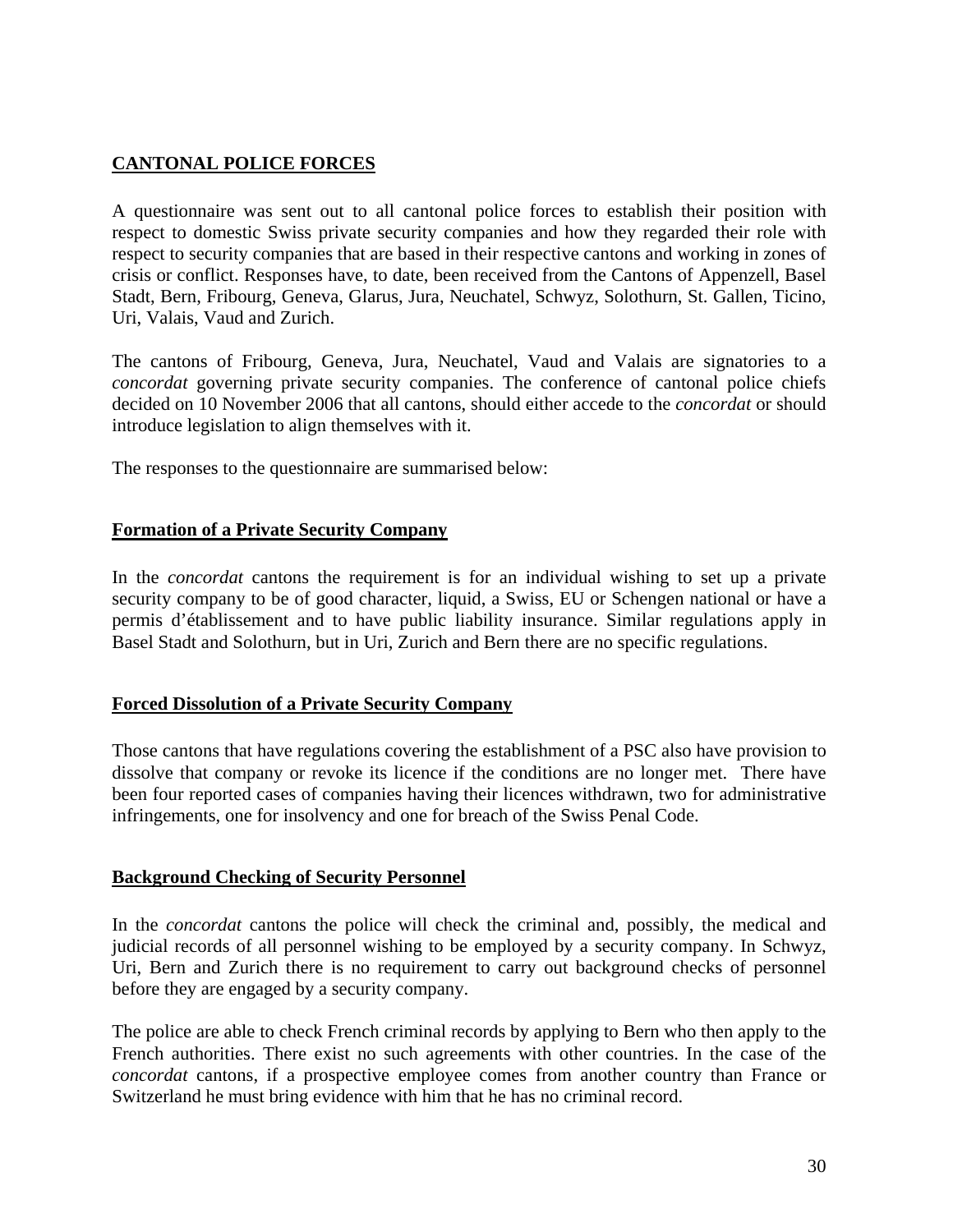## CANTONAL POLICE FORCES

A questionnaire was sent out to all cantonal police forces to establish their position with respect to domestic Swiss private security companies and how they regarded their role with respect to security companies that are based in their respective cantons and working in zones of crisis or conflict. Responses have, to date, been received from the Cantons of Appenzell, Basel Stadt, Bern, Fribourg, Geneva, Glarus, Jura, Neuchatel, Schwyz, Solothurn, St. Gallen, Ticino, Uri, Valais, Vaud and Zurich.

The cantons of Fribourg, Geneva, Jura, Neuchatel, Vaud and Valais are signatories to a *concordat* governing private security companies. The conference of cantonal police chiefs decided on 10 November 2006 that all cantons, should either accede to the *concordat* or should introduce legislation to align themselves with it.

The responses to the questionnaire are summarised below:

### Formation of a Private Security Company

In the *concordat* cantons the requirement is for an individual wishing to set up a private security company to be of good character, liquid, a Swiss, EU or Schengen national or have a permis d'établissement and to have public liability insurance. Similar regulations apply in Basel Stadt and Solothurn, but in Uri, Zurich and Bern there are no specific regulations.

### Forced Dissolution of a Private Security Company

Those cantons that have regulations covering the establishment of a PSC also have provision to dissolve that company or revoke its licence if the conditions are no longer met. There have been four reported cases of companies having their licences withdrawn, two for administrative infringements, one for insolvency and one for breach of the Swiss Penal Code.

### Background Checking of Security Personnel

In the *concordat* cantons the police will check the criminal and, possibly, the medical and judicial records of all personnel wishing to be employed by a security company. In Schwyz, Uri, Bern and Zurich there is no requirement to carry out background checks of personnel before they are engaged by a security company.

The police are able to check French criminal records by applying to Bern who then apply to the French authorities. There exist no such agreements with other countries. In the case of the *concordat* cantons, if a prospective employee comes from another country than France or Switzerland he must bring evidence with him that he has no criminal record.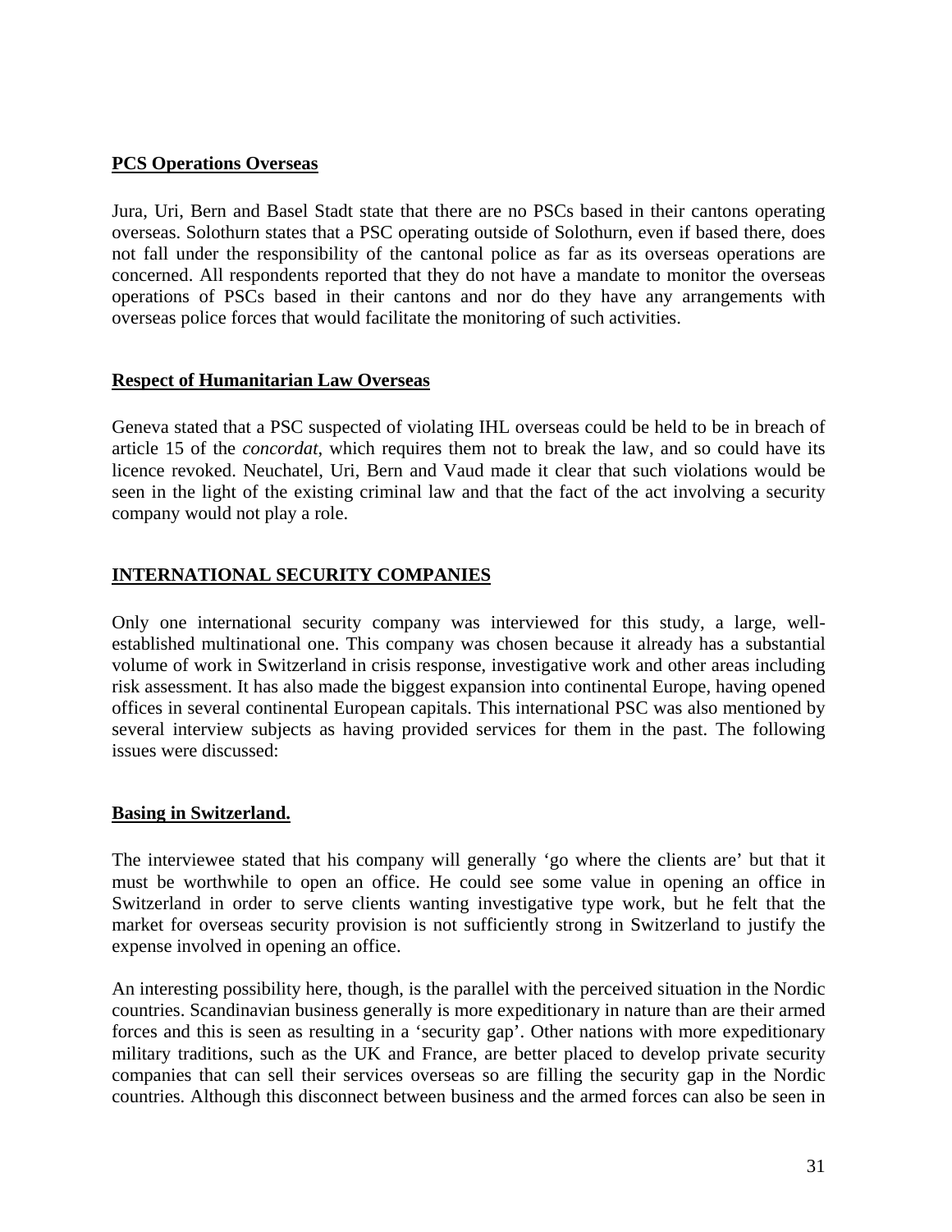**PCS Operations Overseas**

Jura, Uri, Bern and Basel Stadt state that there are no PSCs based in their cantons operating overseas. Solothurn states that a PSC operating outside of Solothurn, even if based there, does not fall under the responsibility of the cantonal police as far as its overseas operations are concerned. All respondents reported that they do not have a mandate to monitor the overseas operations of PSCs based in their cantons and nor do they have any arrangements with overseas police forces that would facilitate the monitoring of such activities.

**Respect of Humanitarian Law Overseas**

Geneva stated that a PSC suspected of violating IHL overseas could be held to be in breach of article 15 of the *concordat*, which requires them not to break the law, and so could have its licence revoked. Neuchatel, Uri, Bern and Vaud made it clear that such violations would be seen in the light of the existing criminal law and that the fact of the act involving a security company would not play a role.

## INTERNATIONAL SECURITY COMPANIES

Only one international security company was interviewed for this study, a large, well-established multinational one. This company was chosen because it already has a substantial volume of work in Switzerland in crisis response, investigative work and other areas including risk assessment. It has also made the biggest expansion into continental Europe, having opened offices in several continental European capitals. This international PSC was also mentioned by several interview subjects as having provided services for them in the past. The following issues were discussed:

**Basing in Switzerland.**

The interviewee stated that his company will generally 'go where the clients are' but that it must be worthwhile to open an office. He could see some value in opening an office in Switzerland in order to serve clients wanting investigative type work, but he felt that the market for overseas security provision is not sufficiently strong in Switzerland to justify the expense involved in opening an office.

An interesting possibility here, though, is the parallel with the perceived situation in the Nordic countries. Scandinavian business generally is more expeditionary in nature than are their armed forces and this is seen as resulting in a 'security gap'. Other nations with more expeditionary military traditions, such as the UK and France, are better placed to develop private security companies that can sell their services overseas so are filling the security gap in the Nordic countries. Although this disconnect between business and the armed forces can also be seen in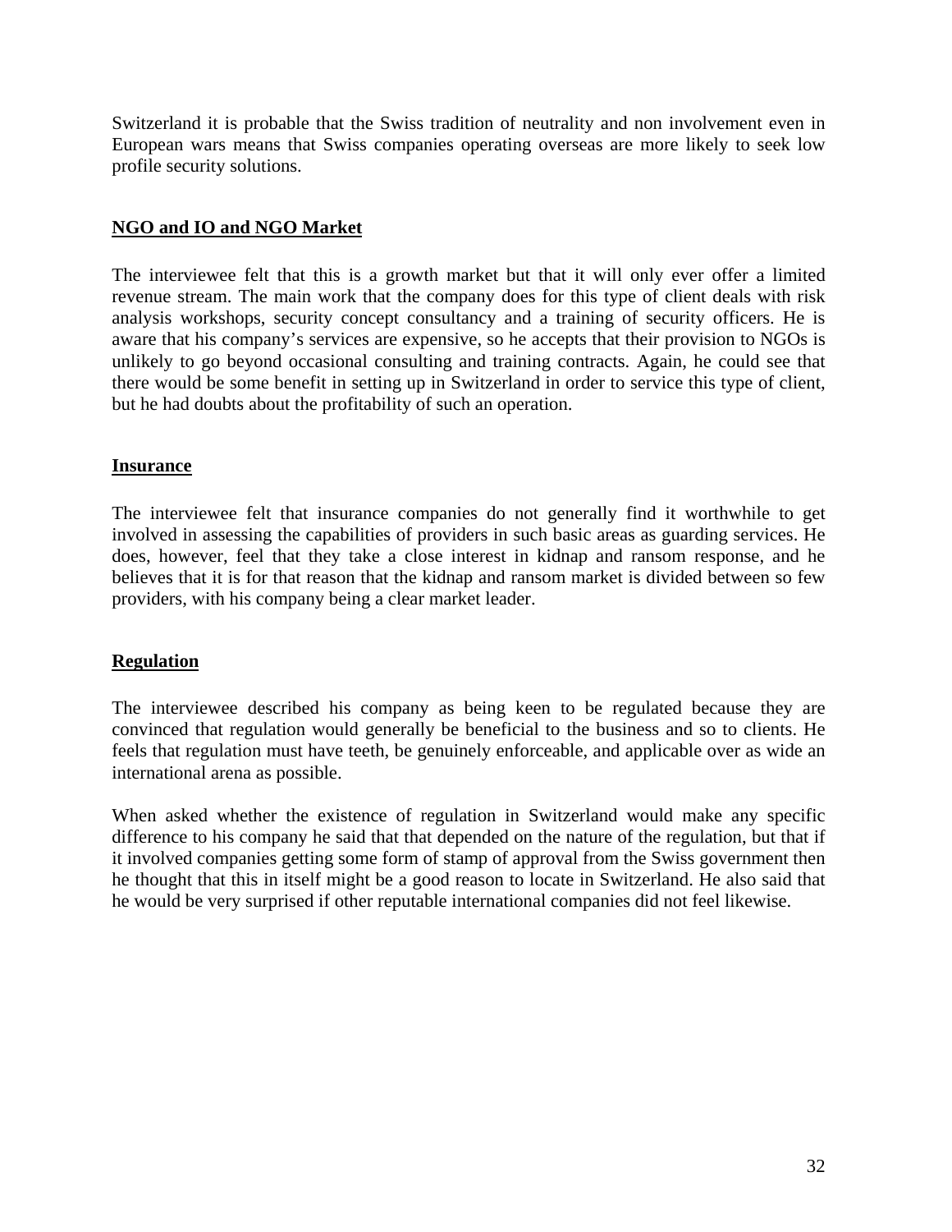Switzerland it is probable that the Swiss tradition of neutrality and non involvement even in European wars means that Swiss companies operating overseas are more likely to seek low profile security solutions.

## NGO and IO and NGO Market

The interviewee felt that this is a growth market but that it will only ever offer a limited revenue stream. The main work that the company does for this type of client deals with risk analysis workshops, security concept consultancy and a training of security officers. He is aware that his company's services are expensive, so he accepts that their provision to NGOs is unlikely to go beyond occasional consulting and training contracts. Again, he could see that there would be some benefit in setting up in Switzerland in order to service this type of client, but he had doubts about the profitability of such an operation.

## Insurance

The interviewee felt that insurance companies do not generally find it worthwhile to get involved in assessing the capabilities of providers in such basic areas as guarding services. He does, however, feel that they take a close interest in kidnap and ransom response, and he believes that it is for that reason that the kidnap and ransom market is divided between so few providers, with his company being a clear market leader.

## Regulation

The interviewee described his company as being keen to be regulated because they are convinced that regulation would generally be beneficial to the business and so to clients. He feels that regulation must have teeth, be genuinely enforceable, and applicable over as wide an international arena as possible.

When asked whether the existence of regulation in Switzerland would make any specific difference to his company he said that that depended on the nature of the regulation, but that if it involved companies getting some form of stamp of approval from the Swiss government then he thought that this in itself might be a good reason to locate in Switzerland. He also said that he would be very surprised if other reputable international companies did not feel likewise.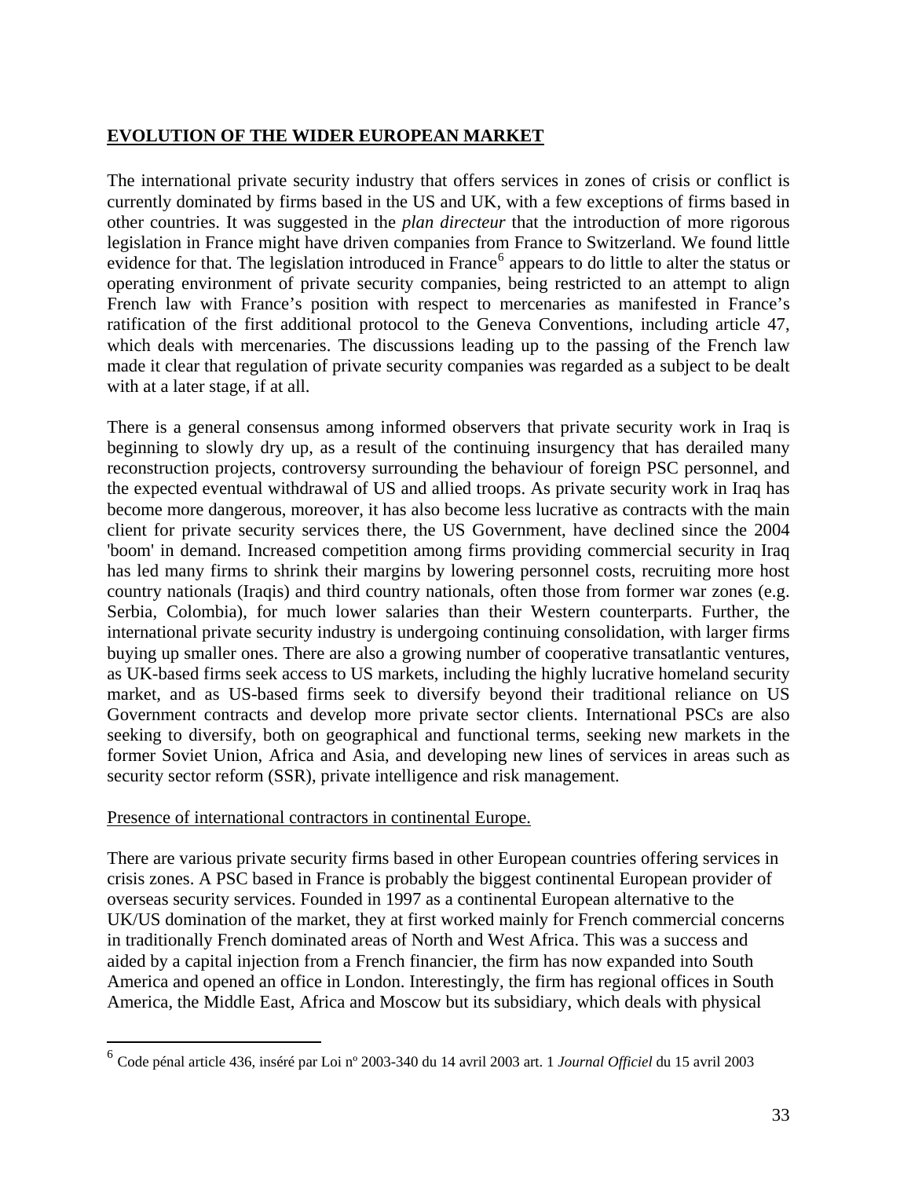## EVOLUTION OF THE WIDER EUROPEAN MARKET

The international private security industry that offers services in zones of crisis or conflict is currently dominated by firms based in the US and UK, with a few exceptions of firms based in other countries. It was suggested in the *plan directeur* that the introduction of more rigorous legislation in France might have driven companies from France to Switzerland. We found little evidence for that. The legislation introduced in France[6] appears to do little to alter the status or operating environment of private security companies, being restricted to an attempt to align French law with France's position with respect to mercenaries as manifested in France's ratification of the first additional protocol to the Geneva Conventions, including article 47, which deals with mercenaries. The discussions leading up to the passing of the French law made it clear that regulation of private security companies was regarded as a subject to be dealt with at a later stage, if at all.

There is a general consensus among informed observers that private security work in Iraq is beginning to slowly dry up, as a result of the continuing insurgency that has derailed many reconstruction projects, controversy surrounding the behaviour of foreign PSC personnel, and the expected eventual withdrawal of US and allied troops. As private security work in Iraq has become more dangerous, moreover, it has also become less lucrative as contracts with the main client for private security services there, the US Government, have declined since the 2004 'boom' in demand. Increased competition among firms providing commercial security in Iraq has led many firms to shrink their margins by lowering personnel costs, recruiting more host country nationals (Iraqis) and third country nationals, often those from former war zones (e.g. Serbia, Colombia), for much lower salaries than their Western counterparts. Further, the international private security industry is undergoing continuing consolidation, with larger firms buying up smaller ones. There are also a growing number of cooperative transatlantic ventures, as UK-based firms seek access to US markets, including the highly lucrative homeland security market, and as US-based firms seek to diversify beyond their traditional reliance on US Government contracts and develop more private sector clients. International PSCs are also seeking to diversify, both on geographical and functional terms, seeking new markets in the former Soviet Union, Africa and Asia, and developing new lines of services in areas such as security sector reform (SSR), private intelligence and risk management.

### Presence of international contractors in continental Europe.

There are various private security firms based in other European countries offering services in crisis zones. A PSC based in France is probably the biggest continental European provider of overseas security services. Founded in 1997 as a continental European alternative to the UK/US domination of the market, they at first worked mainly for French commercial concerns in traditionally French dominated areas of North and West Africa. This was a success and aided by a capital injection from a French financier, the firm has now expanded into South America and opened an office in London. Interestingly, the firm has regional offices in South America, the Middle East, Africa and Moscow but its subsidiary, which deals with physical

[6] Code pénal article 436, inséré par Loi nº 2003-340 du 14 avril 2003 art. 1 *Journal Officiel* du 15 avril 2003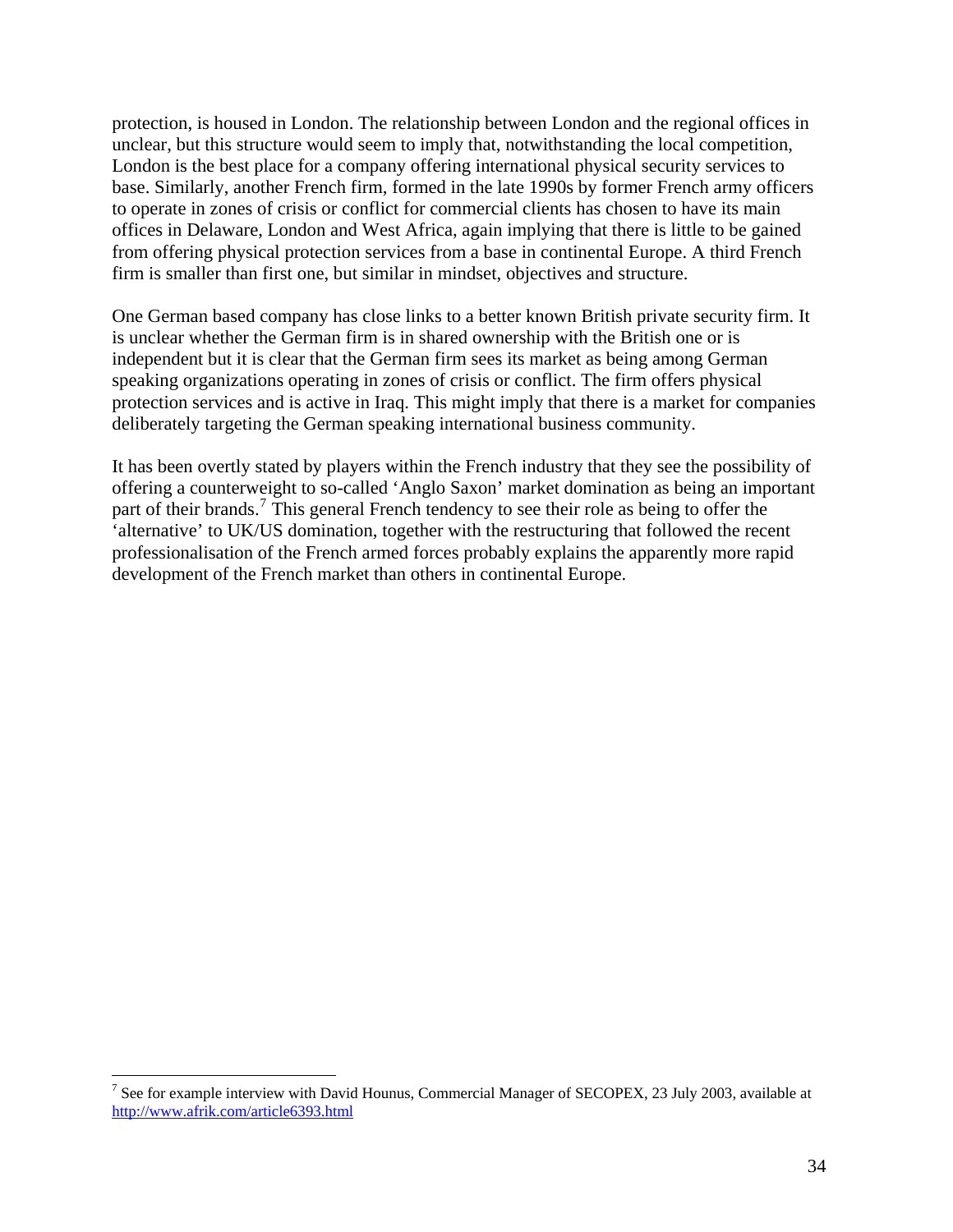protection, is housed in London. The relationship between London and the regional offices in unclear, but this structure would seem to imply that, notwithstanding the local competition, London is the best place for a company offering international physical security services to base. Similarly, another French firm, formed in the late 1990s by former French army officers to operate in zones of crisis or conflict for commercial clients has chosen to have its main offices in Delaware, London and West Africa, again implying that there is little to be gained from offering physical protection services from a base in continental Europe. A third French firm is smaller than first one, but similar in mindset, objectives and structure.

One German based company has close links to a better known British private security firm. It is unclear whether the German firm is in shared ownership with the British one or is independent but it is clear that the German firm sees its market as being among German speaking organizations operating in zones of crisis or conflict. The firm offers physical protection services and is active in Iraq. This might imply that there is a market for companies deliberately targeting the German speaking international business community.

It has been overtly stated by players within the French industry that they see the possibility of offering a counterweight to so-called 'Anglo Saxon' market domination as being an important part of their brands.[7] This general French tendency to see their role as being to offer the 'alternative' to UK/US domination, together with the restructuring that followed the recent professionalisation of the French armed forces probably explains the apparently more rapid development of the French market than others in continental Europe.

---

[7] See for example interview with David Hounus, Commercial Manager of SECOPEX, 23 July 2003, available at http://www.afrik.com/article6393.html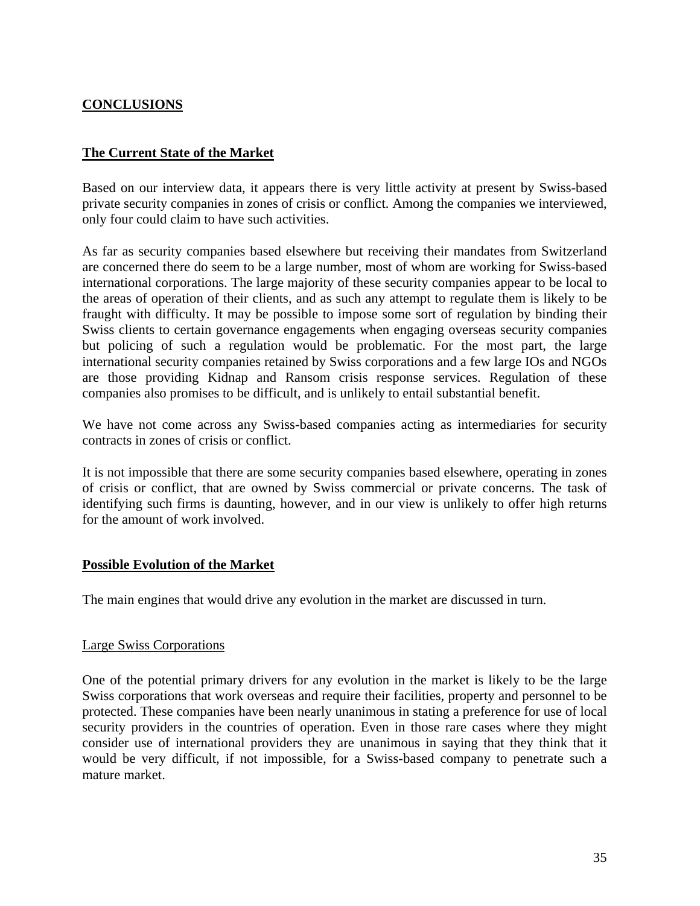## CONCLUSIONS

### The Current State of the Market

Based on our interview data, it appears there is very little activity at present by Swiss-based private security companies in zones of crisis or conflict. Among the companies we interviewed, only four could claim to have such activities.

As far as security companies based elsewhere but receiving their mandates from Switzerland are concerned there do seem to be a large number, most of whom are working for Swiss-based international corporations. The large majority of these security companies appear to be local to the areas of operation of their clients, and as such any attempt to regulate them is likely to be fraught with difficulty. It may be possible to impose some sort of regulation by binding their Swiss clients to certain governance engagements when engaging overseas security companies but policing of such a regulation would be problematic. For the most part, the large international security companies retained by Swiss corporations and a few large IOs and NGOs are those providing Kidnap and Ransom crisis response services. Regulation of these companies also promises to be difficult, and is unlikely to entail substantial benefit.

We have not come across any Swiss-based companies acting as intermediaries for security contracts in zones of crisis or conflict.

It is not impossible that there are some security companies based elsewhere, operating in zones of crisis or conflict, that are owned by Swiss commercial or private concerns. The task of identifying such firms is daunting, however, and in our view is unlikely to offer high returns for the amount of work involved.

### Possible Evolution of the Market

The main engines that would drive any evolution in the market are discussed in turn.

#### Large Swiss Corporations

One of the potential primary drivers for any evolution in the market is likely to be the large Swiss corporations that work overseas and require their facilities, property and personnel to be protected. These companies have been nearly unanimous in stating a preference for use of local security providers in the countries of operation. Even in those rare cases where they might consider use of international providers they are unanimous in saying that they think that it would be very difficult, if not impossible, for a Swiss-based company to penetrate such a mature market.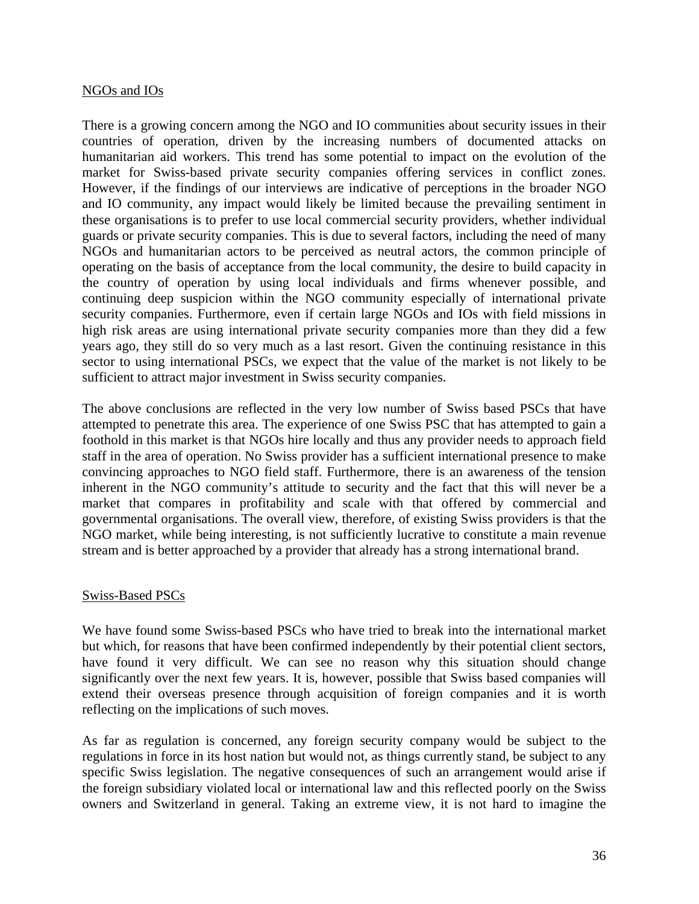NGOs and IOs

There is a growing concern among the NGO and IO communities about security issues in their countries of operation, driven by the increasing numbers of documented attacks on humanitarian aid workers. This trend has some potential to impact on the evolution of the market for Swiss-based private security companies offering services in conflict zones. However, if the findings of our interviews are indicative of perceptions in the broader NGO and IO community, any impact would likely be limited because the prevailing sentiment in these organisations is to prefer to use local commercial security providers, whether individual guards or private security companies. This is due to several factors, including the need of many NGOs and humanitarian actors to be perceived as neutral actors, the common principle of operating on the basis of acceptance from the local community, the desire to build capacity in the country of operation by using local individuals and firms whenever possible, and continuing deep suspicion within the NGO community especially of international private security companies. Furthermore, even if certain large NGOs and IOs with field missions in high risk areas are using international private security companies more than they did a few years ago, they still do so very much as a last resort. Given the continuing resistance in this sector to using international PSCs, we expect that the value of the market is not likely to be sufficient to attract major investment in Swiss security companies.

The above conclusions are reflected in the very low number of Swiss based PSCs that have attempted to penetrate this area. The experience of one Swiss PSC that has attempted to gain a foothold in this market is that NGOs hire locally and thus any provider needs to approach field staff in the area of operation. No Swiss provider has a sufficient international presence to make convincing approaches to NGO field staff. Furthermore, there is an awareness of the tension inherent in the NGO community's attitude to security and the fact that this will never be a market that compares in profitability and scale with that offered by commercial and governmental organisations. The overall view, therefore, of existing Swiss providers is that the NGO market, while being interesting, is not sufficiently lucrative to constitute a main revenue stream and is better approached by a provider that already has a strong international brand.

Swiss-Based PSCs

We have found some Swiss-based PSCs who have tried to break into the international market but which, for reasons that have been confirmed independently by their potential client sectors, have found it very difficult. We can see no reason why this situation should change significantly over the next few years. It is, however, possible that Swiss based companies will extend their overseas presence through acquisition of foreign companies and it is worth reflecting on the implications of such moves.

As far as regulation is concerned, any foreign security company would be subject to the regulations in force in its host nation but would not, as things currently stand, be subject to any specific Swiss legislation. The negative consequences of such an arrangement would arise if the foreign subsidiary violated local or international law and this reflected poorly on the Swiss owners and Switzerland in general. Taking an extreme view, it is not hard to imagine the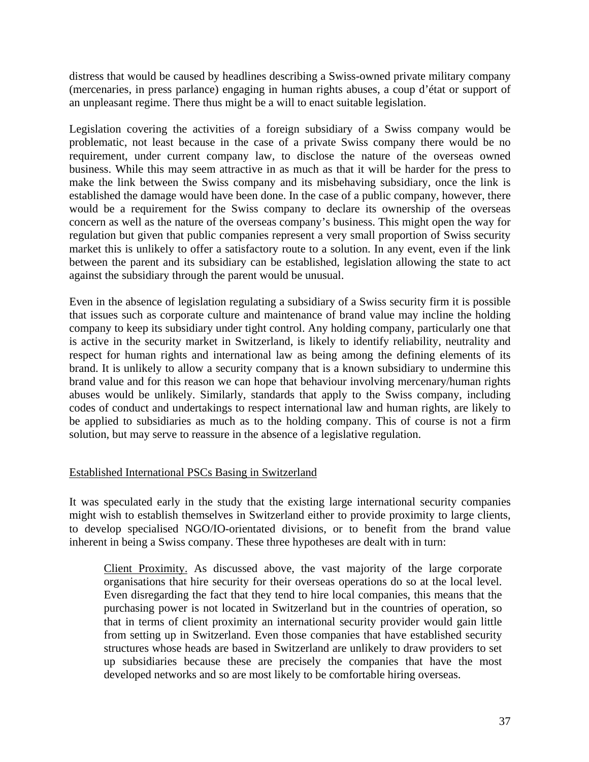distress that would be caused by headlines describing a Swiss-owned private military company (mercenaries, in press parlance) engaging in human rights abuses, a coup d'état or support of an unpleasant regime. There thus might be a will to enact suitable legislation.

Legislation covering the activities of a foreign subsidiary of a Swiss company would be problematic, not least because in the case of a private Swiss company there would be no requirement, under current company law, to disclose the nature of the overseas owned business. While this may seem attractive in as much as that it will be harder for the press to make the link between the Swiss company and its misbehaving subsidiary, once the link is established the damage would have been done. In the case of a public company, however, there would be a requirement for the Swiss company to declare its ownership of the overseas concern as well as the nature of the overseas company's business. This might open the way for regulation but given that public companies represent a very small proportion of Swiss security market this is unlikely to offer a satisfactory route to a solution. In any event, even if the link between the parent and its subsidiary can be established, legislation allowing the state to act against the subsidiary through the parent would be unusual.

Even in the absence of legislation regulating a subsidiary of a Swiss security firm it is possible that issues such as corporate culture and maintenance of brand value may incline the holding company to keep its subsidiary under tight control. Any holding company, particularly one that is active in the security market in Switzerland, is likely to identify reliability, neutrality and respect for human rights and international law as being among the defining elements of its brand. It is unlikely to allow a security company that is a known subsidiary to undermine this brand value and for this reason we can hope that behaviour involving mercenary/human rights abuses would be unlikely. Similarly, standards that apply to the Swiss company, including codes of conduct and undertakings to respect international law and human rights, are likely to be applied to subsidiaries as much as to the holding company. This of course is not a firm solution, but may serve to reassure in the absence of a legislative regulation.

## Established International PSCs Basing in Switzerland

It was speculated early in the study that the existing large international security companies might wish to establish themselves in Switzerland either to provide proximity to large clients, to develop specialised NGO/IO-orientated divisions, or to benefit from the brand value inherent in being a Swiss company. These three hypotheses are dealt with in turn:

> Client Proximity. As discussed above, the vast majority of the large corporate organisations that hire security for their overseas operations do so at the local level. Even disregarding the fact that they tend to hire local companies, this means that the purchasing power is not located in Switzerland but in the countries of operation, so that in terms of client proximity an international security provider would gain little from setting up in Switzerland. Even those companies that have established security structures whose heads are based in Switzerland are unlikely to draw providers to set up subsidiaries because these are precisely the companies that have the most developed networks and so are most likely to be comfortable hiring overseas.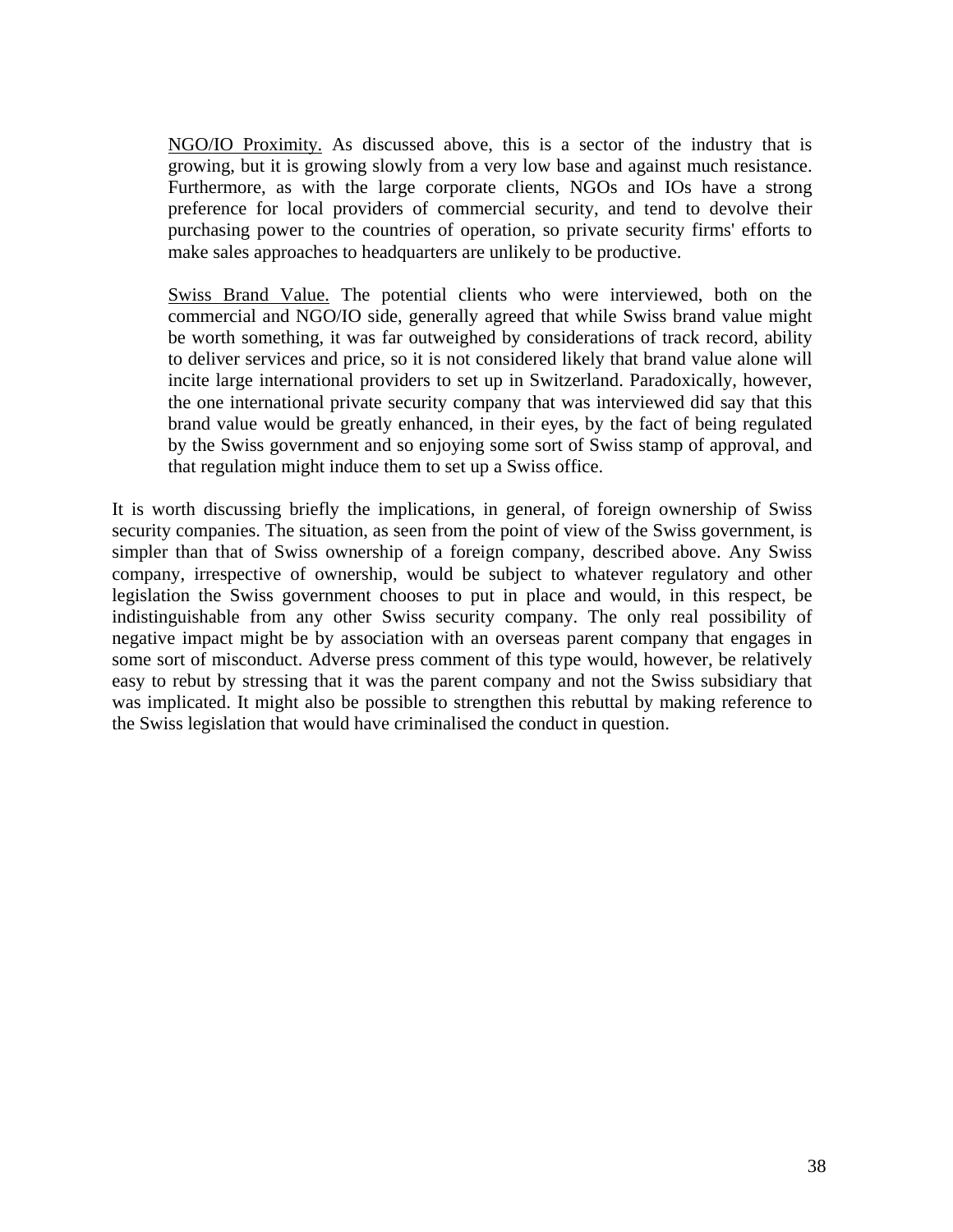NGO/IO Proximity. As discussed above, this is a sector of the industry that is growing, but it is growing slowly from a very low base and against much resistance. Furthermore, as with the large corporate clients, NGOs and IOs have a strong preference for local providers of commercial security, and tend to devolve their purchasing power to the countries of operation, so private security firms' efforts to make sales approaches to headquarters are unlikely to be productive.

Swiss Brand Value. The potential clients who were interviewed, both on the commercial and NGO/IO side, generally agreed that while Swiss brand value might be worth something, it was far outweighed by considerations of track record, ability to deliver services and price, so it is not considered likely that brand value alone will incite large international providers to set up in Switzerland. Paradoxically, however, the one international private security company that was interviewed did say that this brand value would be greatly enhanced, in their eyes, by the fact of being regulated by the Swiss government and so enjoying some sort of Swiss stamp of approval, and that regulation might induce them to set up a Swiss office.

It is worth discussing briefly the implications, in general, of foreign ownership of Swiss security companies. The situation, as seen from the point of view of the Swiss government, is simpler than that of Swiss ownership of a foreign company, described above. Any Swiss company, irrespective of ownership, would be subject to whatever regulatory and other legislation the Swiss government chooses to put in place and would, in this respect, be indistinguishable from any other Swiss security company. The only real possibility of negative impact might be by association with an overseas parent company that engages in some sort of misconduct. Adverse press comment of this type would, however, be relatively easy to rebut by stressing that it was the parent company and not the Swiss subsidiary that was implicated. It might also be possible to strengthen this rebuttal by making reference to the Swiss legislation that would have criminalised the conduct in question.